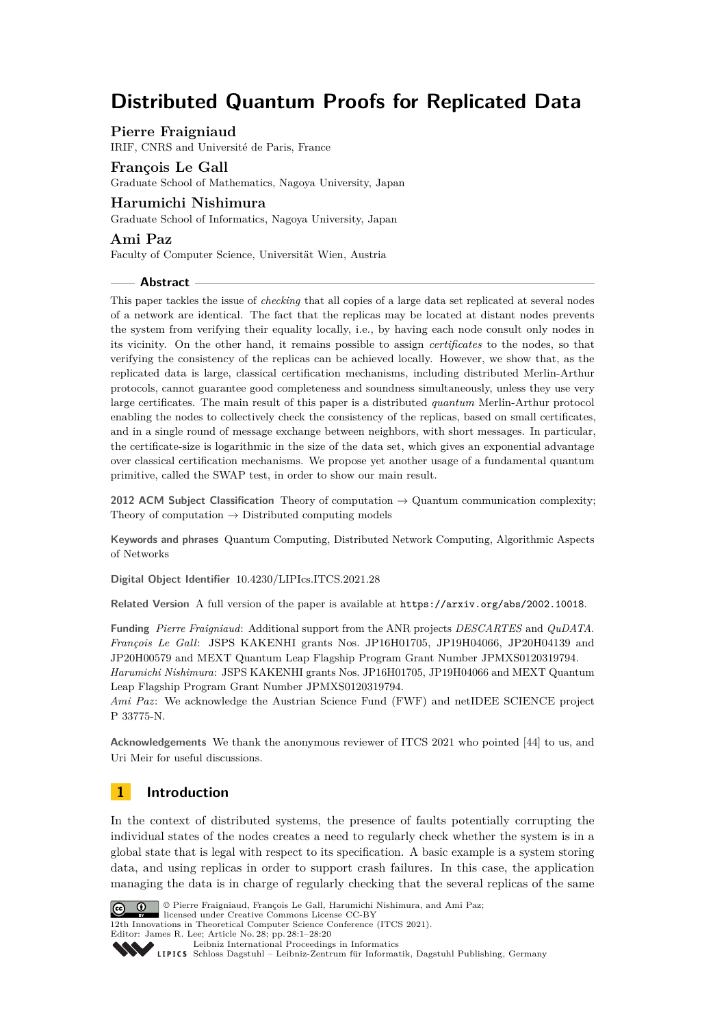# Distributed Quantum Proofs for Replicated Data

**Pierre Fraigniaud**
IRIF, CNRS and Université de Paris, France

**François Le Gall**
Graduate School of Mathematics, Nagoya University, Japan

**Harumichi Nishimura**
Graduate School of Informatics, Nagoya University, Japan

**Ami Paz**
Faculty of Computer Science, Universität Wien, Austria

## Abstract

This paper tackles the issue of *checking* that all copies of a large data set replicated at several nodes of a network are identical. The fact that the replicas may be located at distant nodes prevents the system from verifying their equality locally, i.e., by having each node consult only nodes in its vicinity. On the other hand, it remains possible to assign *certificates* to the nodes, so that verifying the consistency of the replicas can be achieved locally. However, we show that, as the replicated data is large, classical certification mechanisms, including distributed Merlin-Arthur protocols, cannot guarantee good completeness and soundness simultaneously, unless they use very large certificates. The main result of this paper is a distributed *quantum* Merlin-Arthur protocol enabling the nodes to collectively check the consistency of the replicas, based on small certificates, and in a single round of message exchange between neighbors, with short messages. In particular, the certificate-size is logarithmic in the size of the data set, which gives an exponential advantage over classical certification mechanisms. We propose yet another usage of a fundamental quantum primitive, called the SWAP test, in order to show our main result.

**2012 ACM Subject Classification** Theory of computation → Quantum communication complexity; Theory of computation → Distributed computing models

**Keywords and phrases** Quantum Computing, Distributed Network Computing, Algorithmic Aspects of Networks

**Digital Object Identifier** 10.4230/LIPIcs.ITCS.2021.28

**Related Version** A full version of the paper is available at https://arxiv.org/abs/2002.10018.

**Funding** *Pierre Fraigniaud*: Additional support from the ANR projects *DESCARTES* and *QuDATA*.
*François Le Gall*: JSPS KAKENHI grants Nos. JP16H01705, JP19H04066, JP20H04139 and JP20H00579 and MEXT Quantum Leap Flagship Program Grant Number JPMXS0120319794.
*Harumichi Nishimura*: JSPS KAKENHI grants Nos. JP16H01705, JP19H04066 and MEXT Quantum Leap Flagship Program Grant Number JPMXS0120319794.
*Ami Paz*: We acknowledge the Austrian Science Fund (FWF) and netIDEE SCIENCE project P 33775-N.

**Acknowledgements** We thank the anonymous reviewer of ITCS 2021 who pointed [44] to us, and Uri Meir for useful discussions.

## 1 Introduction

In the context of distributed systems, the presence of faults potentially corrupting the individual states of the nodes creates a need to regularly check whether the system is in a global state that is legal with respect to its specification. A basic example is a system storing data, and using replicas in order to support crash failures. In this case, the application managing the data is in charge of regularly checking that the several replicas of the same

© Pierre Fraigniaud, François Le Gall, Harumichi Nishimura, and Ami Paz; licensed under Creative Commons License CC-BY
12th Innovations in Theoretical Computer Science Conference (ITCS 2021).
Editor: James R. Lee; Article No. 28; pp. 28:1–28:20
Leibniz International Proceedings in Informatics
Schloss Dagstuhl – Leibniz-Zentrum für Informatik, Dagstuhl Publishing, Germany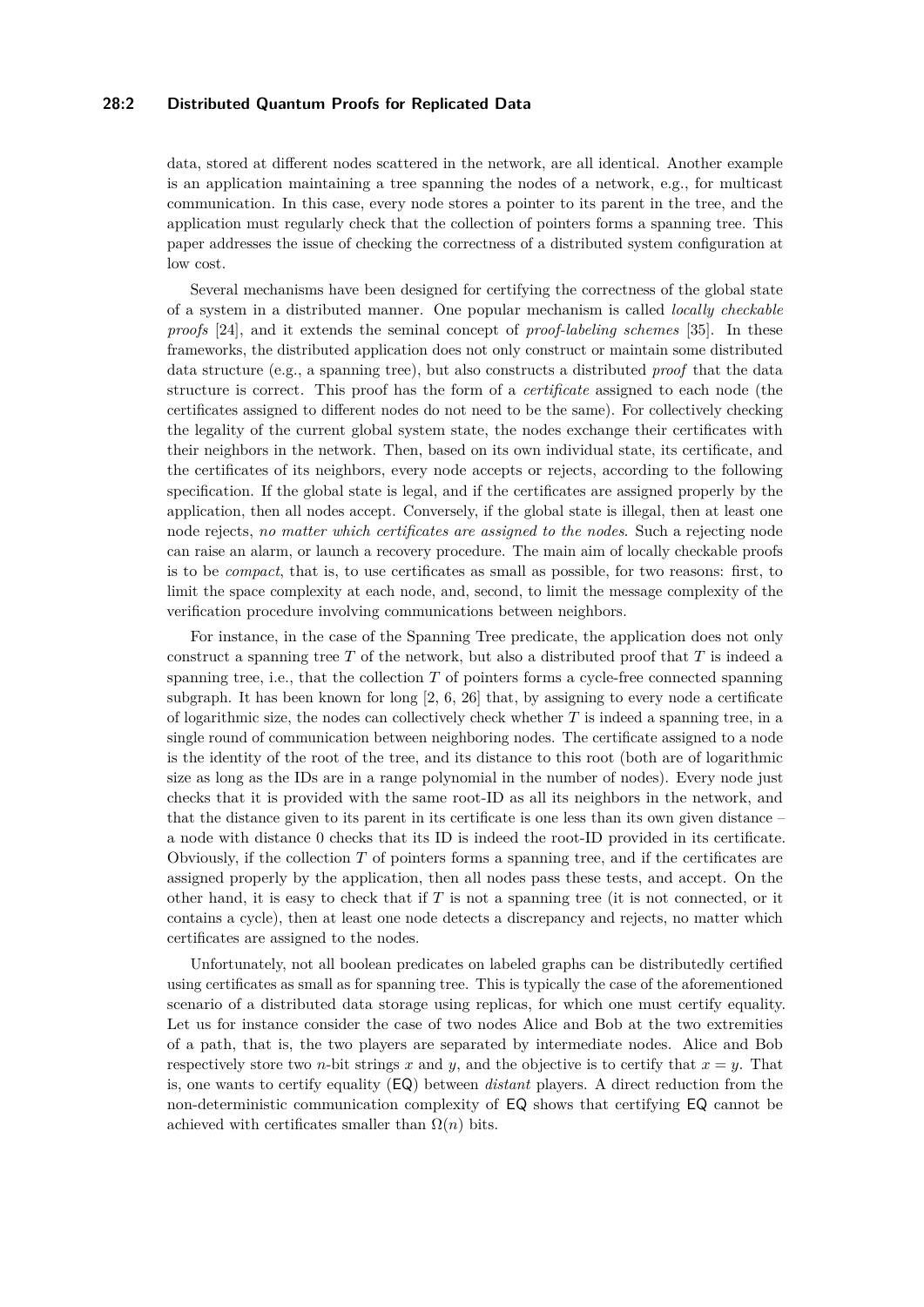data, stored at different nodes scattered in the network, are all identical. Another example is an application maintaining a tree spanning the nodes of a network, e.g., for multicast communication. In this case, every node stores a pointer to its parent in the tree, and the application must regularly check that the collection of pointers forms a spanning tree. This paper addresses the issue of checking the correctness of a distributed system configuration at low cost.

Several mechanisms have been designed for certifying the correctness of the global state of a system in a distributed manner. One popular mechanism is called *locally checkable proofs* [24], and it extends the seminal concept of *proof-labeling schemes* [35]. In these frameworks, the distributed application does not only construct or maintain some distributed data structure (e.g., a spanning tree), but also constructs a distributed *proof* that the data structure is correct. This proof has the form of a *certificate* assigned to each node (the certificates assigned to different nodes do not need to be the same). For collectively checking the legality of the current global system state, the nodes exchange their certificates with their neighbors in the network. Then, based on its own individual state, its certificate, and the certificates of its neighbors, every node accepts or rejects, according to the following specification. If the global state is legal, and if the certificates are assigned properly by the application, then all nodes accept. Conversely, if the global state is illegal, then at least one node rejects, *no matter which certificates are assigned to the nodes*. Such a rejecting node can raise an alarm, or launch a recovery procedure. The main aim of locally checkable proofs is to be *compact*, that is, to use certificates as small as possible, for two reasons: first, to limit the space complexity at each node, and, second, to limit the message complexity of the verification procedure involving communications between neighbors.

For instance, in the case of the Spanning Tree predicate, the application does not only construct a spanning tree $T$ of the network, but also a distributed proof that $T$ is indeed a spanning tree, i.e., that the collection $T$ of pointers forms a cycle-free connected spanning subgraph. It has been known for long [2, 6, 26] that, by assigning to every node a certificate of logarithmic size, the nodes can collectively check whether $T$ is indeed a spanning tree, in a single round of communication between neighboring nodes. The certificate assigned to a node is the identity of the root of the tree, and its distance to this root (both are of logarithmic size as long as the IDs are in a range polynomial in the number of nodes). Every node just checks that it is provided with the same root-ID as all its neighbors in the network, and that the distance given to its parent in its certificate is one less than its own given distance – a node with distance 0 checks that its ID is indeed the root-ID provided in its certificate. Obviously, if the collection $T$ of pointers forms a spanning tree, and if the certificates are assigned properly by the application, then all nodes pass these tests, and accept. On the other hand, it is easy to check that if $T$ is not a spanning tree (it is not connected, or it contains a cycle), then at least one node detects a discrepancy and rejects, no matter which certificates are assigned to the nodes.

Unfortunately, not all boolean predicates on labeled graphs can be distributedly certified using certificates as small as for spanning tree. This is typically the case of the aforementioned scenario of a distributed data storage using replicas, for which one must certify equality. Let us for instance consider the case of two nodes Alice and Bob at the two extremities of a path, that is, the two players are separated by intermediate nodes. Alice and Bob respectively store two $n$-bit strings $x$ and $y$, and the objective is to certify that $x = y$. That is, one wants to certify equality ($\mathsf{EQ}$) between *distant* players. A direct reduction from the non-deterministic communication complexity of $\mathsf{EQ}$ shows that certifying $\mathsf{EQ}$ cannot be achieved with certificates smaller than $\Omega(n)$ bits.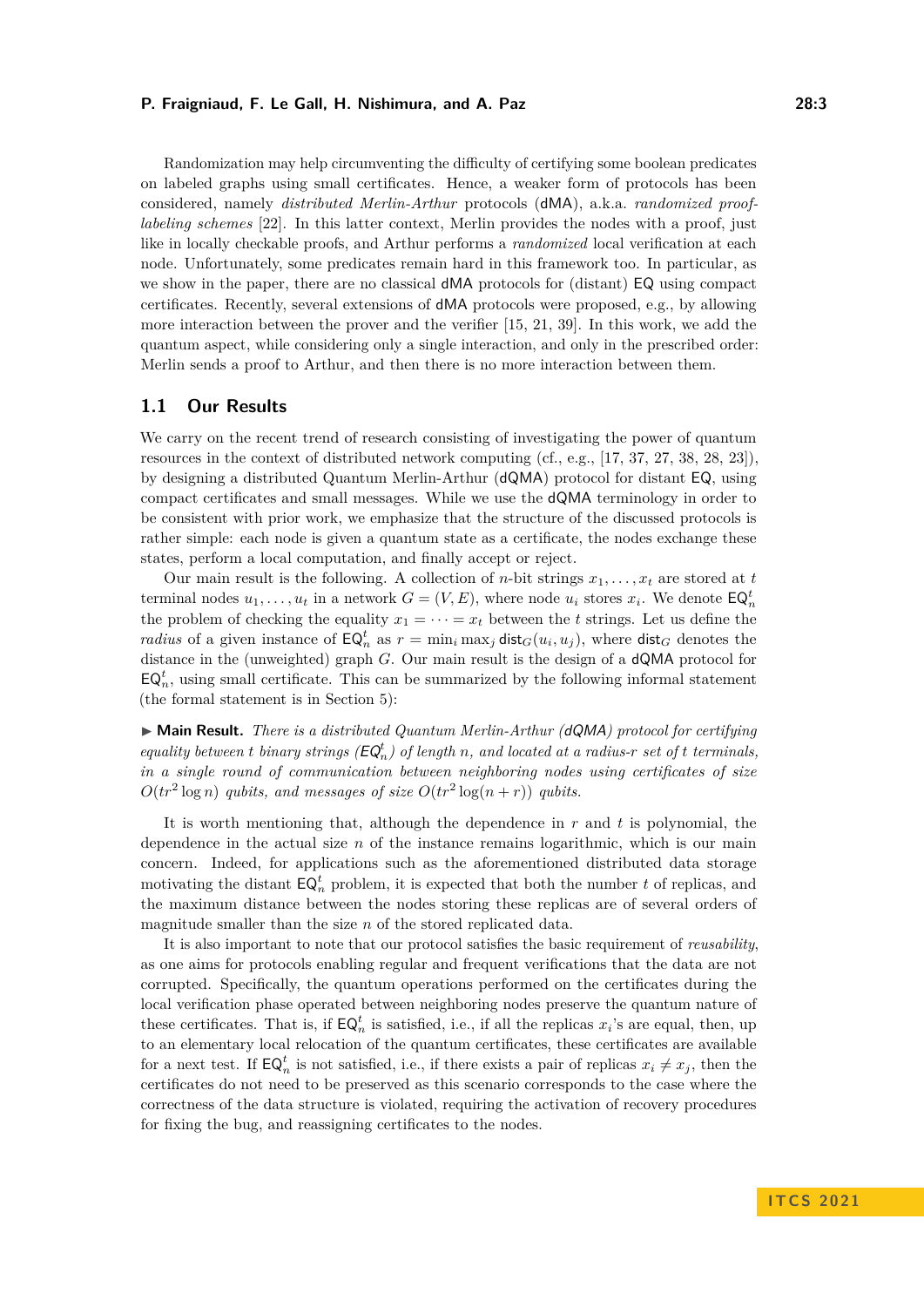Randomization may help circumventing the difficulty of certifying some boolean predicates on labeled graphs using small certificates. Hence, a weaker form of protocols has been considered, namely *distributed Merlin-Arthur* protocols (dMA), a.k.a. *randomized proof-labeling schemes* [22]. In this latter context, Merlin provides the nodes with a proof, just like in locally checkable proofs, and Arthur performs a *randomized* local verification at each node. Unfortunately, some predicates remain hard in this framework too. In particular, as we show in the paper, there are no classical dMA protocols for (distant) EQ using compact certificates. Recently, several extensions of dMA protocols were proposed, e.g., by allowing more interaction between the prover and the verifier [15, 21, 39]. In this work, we add the quantum aspect, while considering only a single interaction, and only in the prescribed order: Merlin sends a proof to Arthur, and then there is no more interaction between them.

## 1.1 Our Results

We carry on the recent trend of research consisting of investigating the power of quantum resources in the context of distributed network computing (cf., e.g., [17, 37, 27, 38, 28, 23]), by designing a distributed Quantum Merlin-Arthur (dQMA) protocol for distant EQ, using compact certificates and small messages. While we use the dQMA terminology in order to be consistent with prior work, we emphasize that the structure of the discussed protocols is rather simple: each node is given a quantum state as a certificate, the nodes exchange these states, perform a local computation, and finally accept or reject.

Our main result is the following. A collection of $n$-bit strings $x_1, \ldots, x_t$ are stored at $t$ terminal nodes $u_1, \ldots, u_t$ in a network $G = (V, E)$, where node $u_i$ stores $x_i$. We denote $\mathsf{EQ}_n^t$ the problem of checking the equality $x_1 = \cdots = x_t$ between the $t$ strings. Let us define the *radius* of a given instance of $\mathsf{EQ}_n^t$ as $r = \min_i \max_j \mathsf{dist}_G(u_i, u_j)$, where $\mathsf{dist}_G$ denotes the distance in the (unweighted) graph $G$. Our main result is the design of a dQMA protocol for $\mathsf{EQ}_n^t$, using small certificate. This can be summarized by the following informal statement (the formal statement is in Section 5):

▶ **Main Result.** *There is a distributed Quantum Merlin-Arthur (dQMA) protocol for certifying equality between $t$ binary strings ($\mathsf{EQ}_n^t$) of length $n$, and located at a radius-$r$ set of $t$ terminals, in a single round of communication between neighboring nodes using certificates of size $O(tr^2 \log n)$ qubits, and messages of size $O(tr^2 \log(n + r))$ qubits.*

It is worth mentioning that, although the dependence in $r$ and $t$ is polynomial, the dependence in the actual size $n$ of the instance remains logarithmic, which is our main concern. Indeed, for applications such as the aforementioned distributed data storage motivating the distant $\mathsf{EQ}_n^t$ problem, it is expected that both the number $t$ of replicas, and the maximum distance between the nodes storing these replicas are of several orders of magnitude smaller than the size $n$ of the stored replicated data.

It is also important to note that our protocol satisfies the basic requirement of *reusability*, as one aims for protocols enabling regular and frequent verifications that the data are not corrupted. Specifically, the quantum operations performed on the certificates during the local verification phase operated between neighboring nodes preserve the quantum nature of these certificates. That is, if $\mathsf{EQ}_n^t$ is satisfied, i.e., if all the replicas $x_i$'s are equal, then, up to an elementary local relocation of the quantum certificates, these certificates are available for a next test. If $\mathsf{EQ}_n^t$ is not satisfied, i.e., if there exists a pair of replicas $x_i \neq x_j$, then the certificates do not need to be preserved as this scenario corresponds to the case where the correctness of the data structure is violated, requiring the activation of recovery procedures for fixing the bug, and reassigning certificates to the nodes.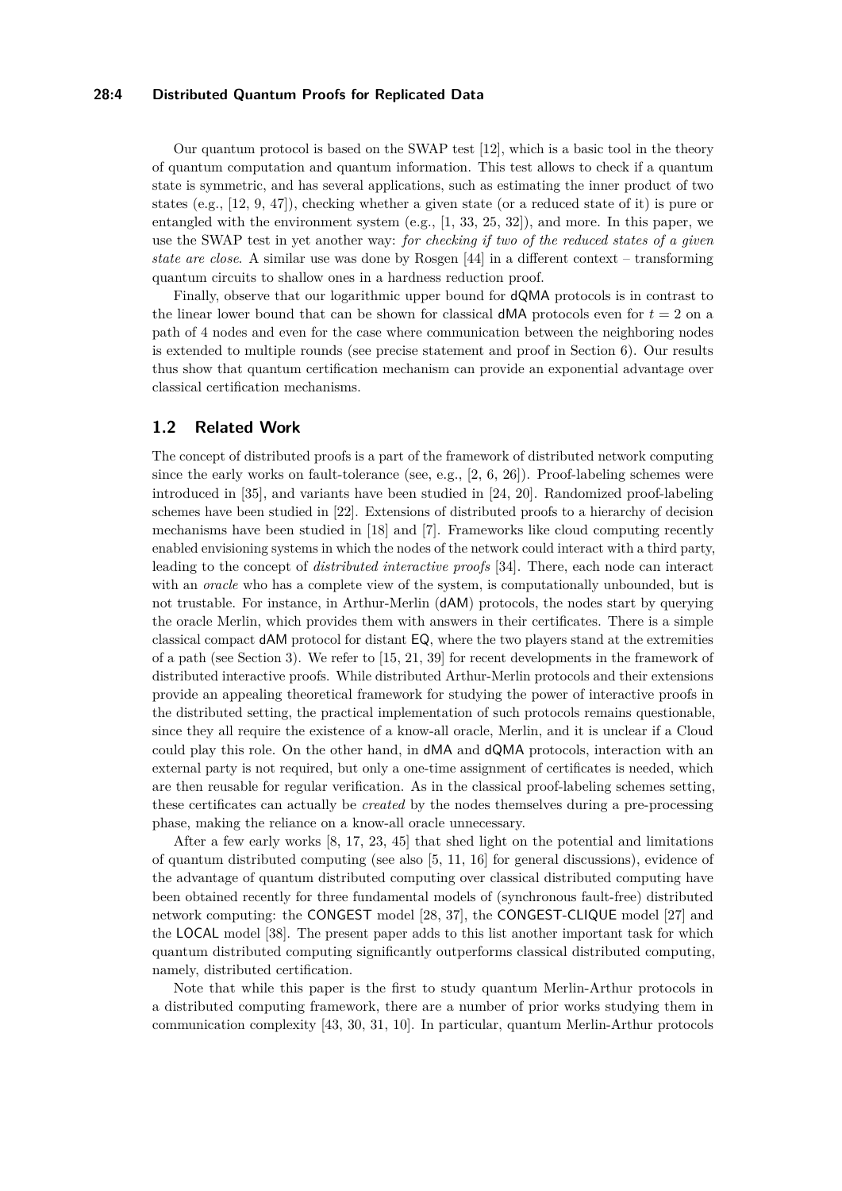Our quantum protocol is based on the SWAP test [12], which is a basic tool in the theory of quantum computation and quantum information. This test allows to check if a quantum state is symmetric, and has several applications, such as estimating the inner product of two states (e.g., [12, 9, 47]), checking whether a given state (or a reduced state of it) is pure or entangled with the environment system (e.g., [1, 33, 25, 32]), and more. In this paper, we use the SWAP test in yet another way: *for checking if two of the reduced states of a given state are close*. A similar use was done by Rosgen [44] in a different context – transforming quantum circuits to shallow ones in a hardness reduction proof.

Finally, observe that our logarithmic upper bound for dQMA protocols is in contrast to the linear lower bound that can be shown for classical dMA protocols even for $t = 2$ on a path of 4 nodes and even for the case where communication between the neighboring nodes is extended to multiple rounds (see precise statement and proof in Section 6). Our results thus show that quantum certification mechanism can provide an exponential advantage over classical certification mechanisms.

## 1.2 Related Work

The concept of distributed proofs is a part of the framework of distributed network computing since the early works on fault-tolerance (see, e.g., [2, 6, 26]). Proof-labeling schemes were introduced in [35], and variants have been studied in [24, 20]. Randomized proof-labeling schemes have been studied in [22]. Extensions of distributed proofs to a hierarchy of decision mechanisms have been studied in [18] and [7]. Frameworks like cloud computing recently enabled envisioning systems in which the nodes of the network could interact with a third party, leading to the concept of *distributed interactive proofs* [34]. There, each node can interact with an *oracle* who has a complete view of the system, is computationally unbounded, but is not trustable. For instance, in Arthur-Merlin (dAM) protocols, the nodes start by querying the oracle Merlin, which provides them with answers in their certificates. There is a simple classical compact dAM protocol for distant EQ, where the two players stand at the extremities of a path (see Section 3). We refer to [15, 21, 39] for recent developments in the framework of distributed interactive proofs. While distributed Arthur-Merlin protocols and their extensions provide an appealing theoretical framework for studying the power of interactive proofs in the distributed setting, the practical implementation of such protocols remains questionable, since they all require the existence of a know-all oracle, Merlin, and it is unclear if a Cloud could play this role. On the other hand, in dMA and dQMA protocols, interaction with an external party is not required, but only a one-time assignment of certificates is needed, which are then reusable for regular verification. As in the classical proof-labeling schemes setting, these certificates can actually be *created* by the nodes themselves during a pre-processing phase, making the reliance on a know-all oracle unnecessary.

After a few early works [8, 17, 23, 45] that shed light on the potential and limitations of quantum distributed computing (see also [5, 11, 16] for general discussions), evidence of the advantage of quantum distributed computing over classical distributed computing have been obtained recently for three fundamental models of (synchronous fault-free) distributed network computing: the CONGEST model [28, 37], the CONGEST-CLIQUE model [27] and the LOCAL model [38]. The present paper adds to this list another important task for which quantum distributed computing significantly outperforms classical distributed computing, namely, distributed certification.

Note that while this paper is the first to study quantum Merlin-Arthur protocols in a distributed computing framework, there are a number of prior works studying them in communication complexity [43, 30, 31, 10]. In particular, quantum Merlin-Arthur protocols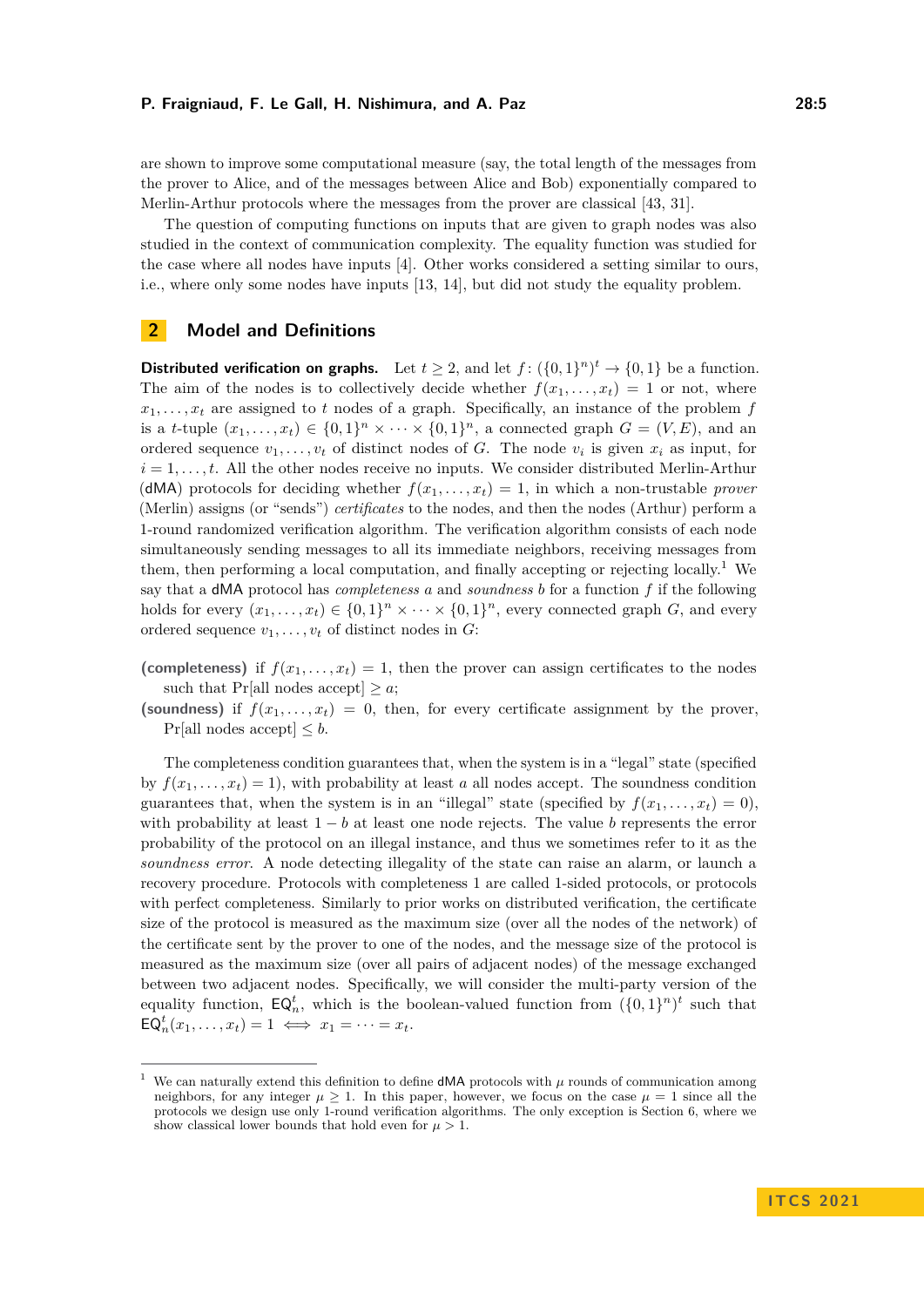are shown to improve some computational measure (say, the total length of the messages from the prover to Alice, and of the messages between Alice and Bob) exponentially compared to Merlin-Arthur protocols where the messages from the prover are classical [43, 31].

The question of computing functions on inputs that are given to graph nodes was also studied in the context of communication complexity. The equality function was studied for the case where all nodes have inputs [4]. Other works considered a setting similar to ours, i.e., where only some nodes have inputs [13, 14], but did not study the equality problem.

## 2 Model and Definitions

**Distributed verification on graphs.** Let $t \geq 2$, and let $f\colon (\{0,1\}^n)^t \to \{0,1\}$ be a function. The aim of the nodes is to collectively decide whether $f(x_1,\dots,x_t) = 1$ or not, where $x_1,\dots,x_t$ are assigned to $t$ nodes of a graph. Specifically, an instance of the problem $f$ is a $t$-tuple $(x_1,\dots,x_t) \in \{0,1\}^n \times \cdots \times \{0,1\}^n$, a connected graph $G = (V,E)$, and an ordered sequence $v_1,\dots,v_t$ of distinct nodes of $G$. The node $v_i$ is given $x_i$ as input, for $i = 1,\dots,t$. All the other nodes receive no inputs. We consider distributed Merlin-Arthur (dMA) protocols for deciding whether $f(x_1,\dots,x_t) = 1$, in which a non-trustable *prover* (Merlin) assigns (or "sends") *certificates* to the nodes, and then the nodes (Arthur) perform a 1-round randomized verification algorithm. The verification algorithm consists of each node simultaneously sending messages to all its immediate neighbors, receiving messages from them, then performing a local computation, and finally accepting or rejecting locally.[1] We say that a dMA protocol has *completeness* $a$ and *soundness* $b$ for a function $f$ if the following holds for every $(x_1,\dots,x_t) \in \{0,1\}^n \times \cdots \times \{0,1\}^n$, every connected graph $G$, and every ordered sequence $v_1,\dots,v_t$ of distinct nodes in $G$:

**(completeness)** if $f(x_1,\dots,x_t) = 1$, then the prover can assign certificates to the nodes such that Pr[all nodes accept] $\geq a$;

**(soundness)** if $f(x_1,\dots,x_t) = 0$, then, for every certificate assignment by the prover, Pr[all nodes accept] $\leq b$.

The completeness condition guarantees that, when the system is in a "legal" state (specified by $f(x_1,\dots,x_t) = 1$), with probability at least $a$ all nodes accept. The soundness condition guarantees that, when the system is in an "illegal" state (specified by $f(x_1,\dots,x_t) = 0$), with probability at least $1-b$ at least one node rejects. The value $b$ represents the error probability of the protocol on an illegal instance, and thus we sometimes refer to it as the *soundness error*. A node detecting illegality of the state can raise an alarm, or launch a recovery procedure. Protocols with completeness 1 are called 1-sided protocols, or protocols with perfect completeness. Similarly to prior works on distributed verification, the certificate size of the protocol is measured as the maximum size (over all the nodes of the network) of the certificate sent by the prover to one of the nodes, and the message size of the protocol is measured as the maximum size (over all pairs of adjacent nodes) of the message exchanged between two adjacent nodes. Specifically, we will consider the multi-party version of the equality function, $\mathsf{EQ}_n^t$, which is the boolean-valued function from $(\{0,1\}^n)^t$ such that $\mathsf{EQ}_n^t(x_1,\dots,x_t) = 1 \iff x_1 = \cdots = x_t$.

[1] We can naturally extend this definition to define dMA protocols with $\mu$ rounds of communication among neighbors, for any integer $\mu \geq 1$. In this paper, however, we focus on the case $\mu = 1$ since all the protocols we design use only 1-round verification algorithms. The only exception is Section 6, where we show classical lower bounds that hold even for $\mu > 1$.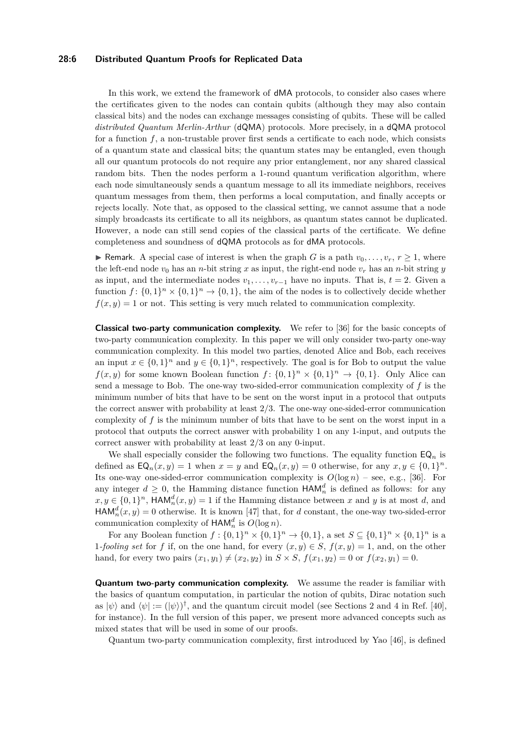In this work, we extend the framework of dMA protocols, to consider also cases where the certificates given to the nodes can contain qubits (although they may also contain classical bits) and the nodes can exchange messages consisting of qubits. These will be called *distributed Quantum Merlin-Arthur* (dQMA) protocols. More precisely, in a dQMA protocol for a function $f$, a non-trustable prover first sends a certificate to each node, which consists of a quantum state and classical bits; the quantum states may be entangled, even though all our quantum protocols do not require any prior entanglement, nor any shared classical random bits. Then the nodes perform a 1-round quantum verification algorithm, where each node simultaneously sends a quantum message to all its immediate neighbors, receives quantum messages from them, then performs a local computation, and finally accepts or rejects locally. Note that, as opposed to the classical setting, we cannot assume that a node simply broadcasts its certificate to all its neighbors, as quantum states cannot be duplicated. However, a node can still send copies of the classical parts of the certificate. We define completeness and soundness of dQMA protocols as for dMA protocols.

▶ Remark. A special case of interest is when the graph $G$ is a path $v_0, \ldots, v_r$, $r \geq 1$, where the left-end node $v_0$ has an $n$-bit string $x$ as input, the right-end node $v_r$ has an $n$-bit string $y$ as input, and the intermediate nodes $v_1, \ldots, v_{r-1}$ have no inputs. That is, $t = 2$. Given a function $f \colon \{0,1\}^n \times \{0,1\}^n \to \{0,1\}$, the aim of the nodes is to collectively decide whether $f(x, y) = 1$ or not. This setting is very much related to communication complexity.

**Classical two-party communication complexity.** We refer to [36] for the basic concepts of two-party communication complexity. In this paper we will only consider two-party one-way communication complexity. In this model two parties, denoted Alice and Bob, each receives an input $x \in \{0,1\}^n$ and $y \in \{0,1\}^n$, respectively. The goal is for Bob to output the value $f(x, y)$ for some known Boolean function $f \colon \{0,1\}^n \times \{0,1\}^n \to \{0,1\}$. Only Alice can send a message to Bob. The one-way two-sided-error communication complexity of $f$ is the minimum number of bits that have to be sent on the worst input in a protocol that outputs the correct answer with probability at least $2/3$. The one-way one-sided-error communication complexity of $f$ is the minimum number of bits that have to be sent on the worst input in a protocol that outputs the correct answer with probability 1 on any 1-input, and outputs the correct answer with probability at least $2/3$ on any 0-input.

We shall especially consider the following two functions. The equality function $\mathsf{EQ}_n$ is defined as $\mathsf{EQ}_n(x, y) = 1$ when $x = y$ and $\mathsf{EQ}_n(x, y) = 0$ otherwise, for any $x, y \in \{0,1\}^n$. Its one-way one-sided-error communication complexity is $O(\log n)$ – see, e.g., [36]. For any integer $d \geq 0$, the Hamming distance function $\mathsf{HAM}_n^d$ is defined as follows: for any $x, y \in \{0,1\}^n$, $\mathsf{HAM}_n^d(x, y) = 1$ if the Hamming distance between $x$ and $y$ is at most $d$, and $\mathsf{HAM}_n^d(x, y) = 0$ otherwise. It is known [47] that, for $d$ constant, the one-way two-sided-error communication complexity of $\mathsf{HAM}_n^d$ is $O(\log n)$.

For any Boolean function $f : \{0,1\}^n \times \{0,1\}^n \to \{0,1\}$, a set $S \subseteq \{0,1\}^n \times \{0,1\}^n$ is a 1-*fooling set* for $f$ if, on the one hand, for every $(x, y) \in S$, $f(x, y) = 1$, and, on the other hand, for every two pairs $(x_1, y_1) \neq (x_2, y_2)$ in $S \times S$, $f(x_1, y_2) = 0$ or $f(x_2, y_1) = 0$.

**Quantum two-party communication complexity.** We assume the reader is familiar with the basics of quantum computation, in particular the notion of qubits, Dirac notation such as $|\psi\rangle$ and $\langle\psi| := (|\psi\rangle)^\dagger$, and the quantum circuit model (see Sections 2 and 4 in Ref. [40], for instance). In the full version of this paper, we present more advanced concepts such as mixed states that will be used in some of our proofs.

Quantum two-party communication complexity, first introduced by Yao [46], is defined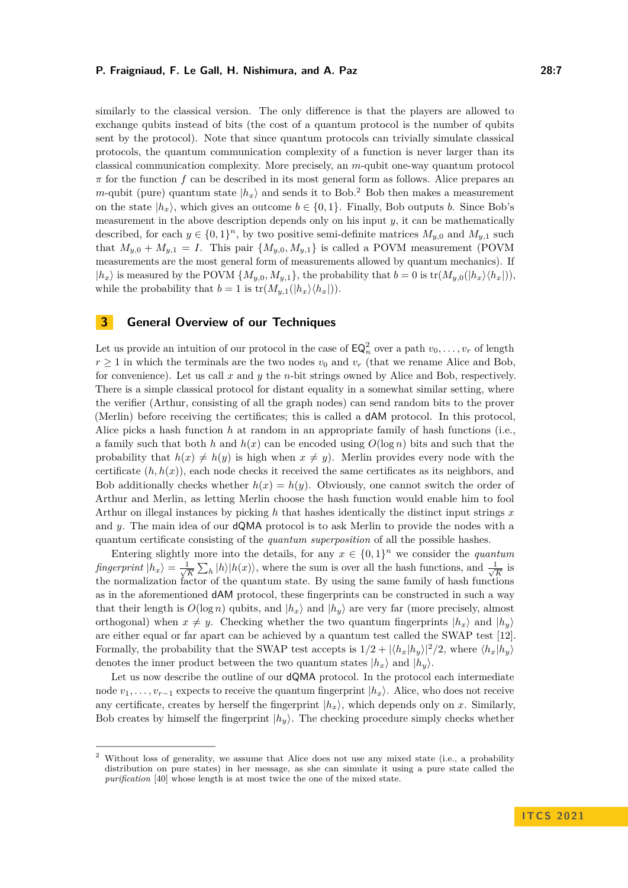similarly to the classical version. The only difference is that the players are allowed to exchange qubits instead of bits (the cost of a quantum protocol is the number of qubits sent by the protocol). Note that since quantum protocols can trivially simulate classical protocols, the quantum communication complexity of a function is never larger than its classical communication complexity. More precisely, an $m$-qubit one-way quantum protocol $\pi$ for the function $f$ can be described in its most general form as follows. Alice prepares an $m$-qubit (pure) quantum state $|h_x\rangle$ and sends it to Bob.[2] Bob then makes a measurement on the state $|h_x\rangle$, which gives an outcome $b \in \{0, 1\}$. Finally, Bob outputs $b$. Since Bob's measurement in the above description depends only on his input $y$, it can be mathematically described, for each $y \in \{0,1\}^n$, by two positive semi-definite matrices $M_{y,0}$ and $M_{y,1}$ such that $M_{y,0} + M_{y,1} = I$. This pair $\{M_{y,0}, M_{y,1}\}$ is called a POVM measurement (POVM measurements are the most general form of measurements allowed by quantum mechanics). If $|h_x\rangle$ is measured by the POVM $\{M_{y,0}, M_{y,1}\}$, the probability that $b = 0$ is $\mathrm{tr}(M_{y,0}(|h_x\rangle\langle h_x|))$, while the probability that $b = 1$ is $\mathrm{tr}(M_{y,1}(|h_x\rangle\langle h_x|))$.

## 3 General Overview of our Techniques

Let us provide an intuition of our protocol in the case of $\mathsf{EQ}_n^2$ over a path $v_0, \ldots, v_r$ of length $r \geq 1$ in which the terminals are the two nodes $v_0$ and $v_r$ (that we rename Alice and Bob, for convenience). Let us call $x$ and $y$ the $n$-bit strings owned by Alice and Bob, respectively. There is a simple classical protocol for distant equality in a somewhat similar setting, where the verifier (Arthur, consisting of all the graph nodes) can send random bits to the prover (Merlin) before receiving the certificates; this is called a $\mathsf{dAM}$ protocol. In this protocol, Alice picks a hash function $h$ at random in an appropriate family of hash functions (i.e., a family such that both $h$ and $h(x)$ can be encoded using $O(\log n)$ bits and such that the probability that $h(x) \neq h(y)$ is high when $x \neq y$). Merlin provides every node with the certificate $(h, h(x))$, each node checks it received the same certificates as its neighbors, and Bob additionally checks whether $h(x) = h(y)$. Obviously, one cannot switch the order of Arthur and Merlin, as letting Merlin choose the hash function would enable him to fool Arthur on illegal instances by picking $h$ that hashes identically the distinct input strings $x$ and $y$. The main idea of our $\mathsf{dQMA}$ protocol is to ask Merlin to provide the nodes with a quantum certificate consisting of the *quantum superposition* of all the possible hashes.

Entering slightly more into the details, for any $x \in \{0,1\}^n$ we consider the *quantum fingerprint* $|h_x\rangle = \frac{1}{\sqrt{K}} \sum_h |h\rangle|h(x)\rangle$, where the sum is over all the hash functions, and $\frac{1}{\sqrt{K}}$ is the normalization factor of the quantum state. By using the same family of hash functions as in the aforementioned $\mathsf{dAM}$ protocol, these fingerprints can be constructed in such a way that their length is $O(\log n)$ qubits, and $|h_x\rangle$ and $|h_y\rangle$ are very far (more precisely, almost orthogonal) when $x \neq y$. Checking whether the two quantum fingerprints $|h_x\rangle$ and $|h_y\rangle$ are either equal or far apart can be achieved by a quantum test called the SWAP test [12]. Formally, the probability that the SWAP test accepts is $1/2 + |\langle h_x|h_y\rangle|^2/2$, where $\langle h_x|h_y\rangle$ denotes the inner product between the two quantum states $|h_x\rangle$ and $|h_y\rangle$.

Let us now describe the outline of our $\mathsf{dQMA}$ protocol. In the protocol each intermediate node $v_1, \ldots, v_{r-1}$ expects to receive the quantum fingerprint $|h_x\rangle$. Alice, who does not receive any certificate, creates by herself the fingerprint $|h_x\rangle$, which depends only on $x$. Similarly, Bob creates by himself the fingerprint $|h_y\rangle$. The checking procedure simply checks whether

[2] Without loss of generality, we assume that Alice does not use any mixed state (i.e., a probability distribution on pure states) in her message, as she can simulate it using a pure state called the *purification* [40] whose length is at most twice the one of the mixed state.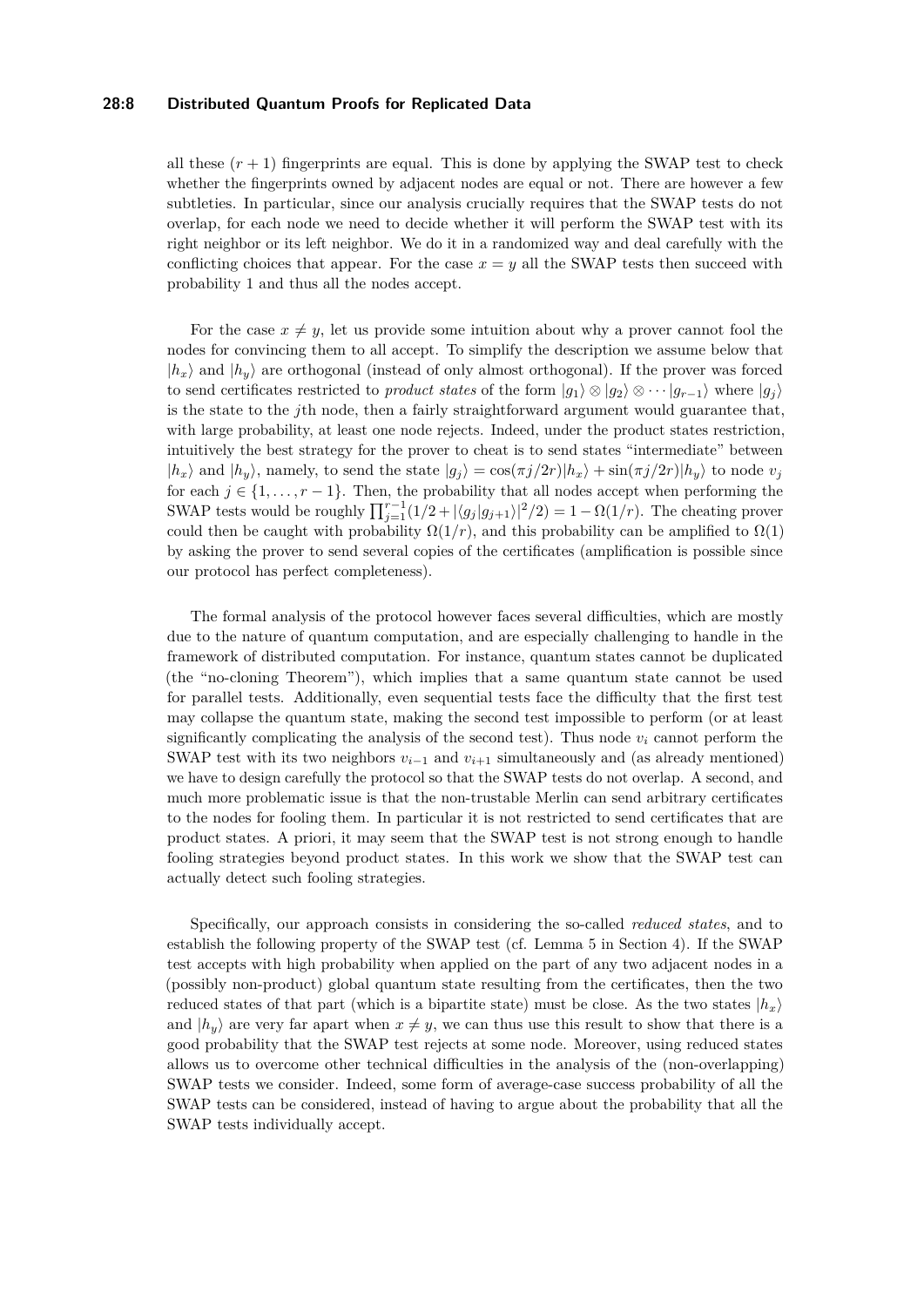all these $(r+1)$ fingerprints are equal. This is done by applying the SWAP test to check whether the fingerprints owned by adjacent nodes are equal or not. There are however a few subtleties. In particular, since our analysis crucially requires that the SWAP tests do not overlap, for each node we need to decide whether it will perform the SWAP test with its right neighbor or its left neighbor. We do it in a randomized way and deal carefully with the conflicting choices that appear. For the case $x = y$ all the SWAP tests then succeed with probability 1 and thus all the nodes accept.

For the case $x \neq y$, let us provide some intuition about why a prover cannot fool the nodes for convincing them to all accept. To simplify the description we assume below that $|h_x\rangle$ and $|h_y\rangle$ are orthogonal (instead of only almost orthogonal). If the prover was forced to send certificates restricted to *product states* of the form $|g_1\rangle \otimes |g_2\rangle \otimes \cdots |g_{r-1}\rangle$ where $|g_j\rangle$ is the state to the $j$th node, then a fairly straightforward argument would guarantee that, with large probability, at least one node rejects. Indeed, under the product states restriction, intuitively the best strategy for the prover to cheat is to send states "intermediate" between $|h_x\rangle$ and $|h_y\rangle$, namely, to send the state $|g_j\rangle = \cos(\pi j/2r)|h_x\rangle + \sin(\pi j/2r)|h_y\rangle$ to node $v_j$ for each $j \in \{1, \ldots, r-1\}$. Then, the probability that all nodes accept when performing the SWAP tests would be roughly $\prod_{j=1}^{r-1}(1/2 + |\langle g_j|g_{j+1}\rangle|^2/2) = 1 - \Omega(1/r)$. The cheating prover could then be caught with probability $\Omega(1/r)$, and this probability can be amplified to $\Omega(1)$ by asking the prover to send several copies of the certificates (amplification is possible since our protocol has perfect completeness).

The formal analysis of the protocol however faces several difficulties, which are mostly due to the nature of quantum computation, and are especially challenging to handle in the framework of distributed computation. For instance, quantum states cannot be duplicated (the "no-cloning Theorem"), which implies that a same quantum state cannot be used for parallel tests. Additionally, even sequential tests face the difficulty that the first test may collapse the quantum state, making the second test impossible to perform (or at least significantly complicating the analysis of the second test). Thus node $v_i$ cannot perform the SWAP test with its two neighbors $v_{i-1}$ and $v_{i+1}$ simultaneously and (as already mentioned) we have to design carefully the protocol so that the SWAP tests do not overlap. A second, and much more problematic issue is that the non-trustable Merlin can send arbitrary certificates to the nodes for fooling them. In particular it is not restricted to send certificates that are product states. A priori, it may seem that the SWAP test is not strong enough to handle fooling strategies beyond product states. In this work we show that the SWAP test can actually detect such fooling strategies.

Specifically, our approach consists in considering the so-called *reduced states*, and to establish the following property of the SWAP test (cf. Lemma 5 in Section 4). If the SWAP test accepts with high probability when applied on the part of any two adjacent nodes in a (possibly non-product) global quantum state resulting from the certificates, then the two reduced states of that part (which is a bipartite state) must be close. As the two states $|h_x\rangle$ and $|h_y\rangle$ are very far apart when $x \neq y$, we can thus use this result to show that there is a good probability that the SWAP test rejects at some node. Moreover, using reduced states allows us to overcome other technical difficulties in the analysis of the (non-overlapping) SWAP tests we consider. Indeed, some form of average-case success probability of all the SWAP tests can be considered, instead of having to argue about the probability that all the SWAP tests individually accept.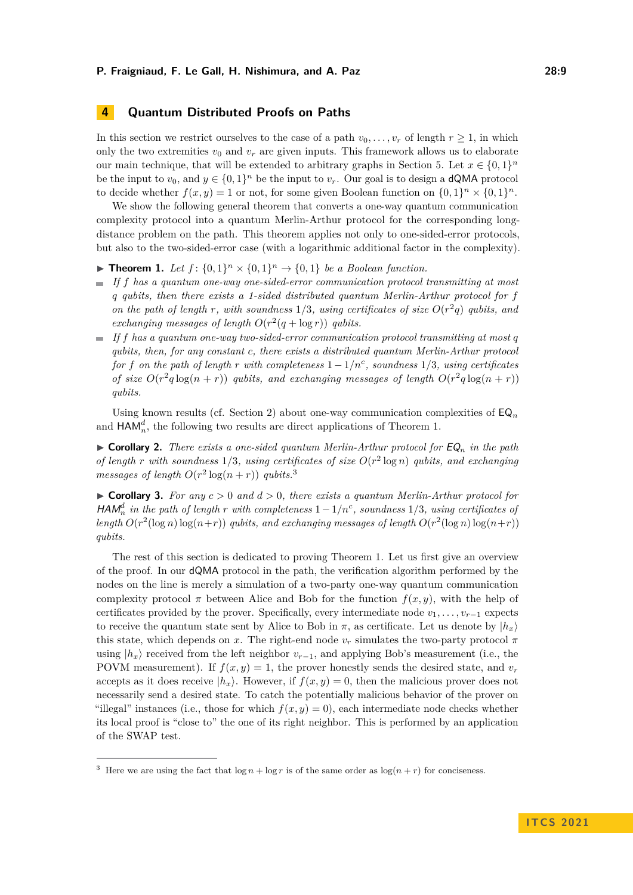# 4 Quantum Distributed Proofs on Paths

In this section we restrict ourselves to the case of a path $v_0, \ldots, v_r$ of length $r \geq 1$, in which only the two extremities $v_0$ and $v_r$ are given inputs. This framework allows us to elaborate our main technique, that will be extended to arbitrary graphs in Section 5. Let $x \in \{0,1\}^n$ be the input to $v_0$, and $y \in \{0,1\}^n$ be the input to $v_r$. Our goal is to design a dQMA protocol to decide whether $f(x,y) = 1$ or not, for some given Boolean function on $\{0,1\}^n \times \{0,1\}^n$.

We show the following general theorem that converts a one-way quantum communication complexity protocol into a quantum Merlin-Arthur protocol for the corresponding long-distance problem on the path. This theorem applies not only to one-sided-error protocols, but also to the two-sided-error case (with a logarithmic additional factor in the complexity).

▶ **Theorem 1.** *Let $f \colon \{0,1\}^n \times \{0,1\}^n \to \{0,1\}$ be a Boolean function.*

- *If $f$ has a quantum one-way one-sided-error communication protocol transmitting at most $q$ qubits, then there exists a 1-sided distributed quantum Merlin-Arthur protocol for $f$ on the path of length $r$, with soundness $1/3$, using certificates of size $O(r^2 q)$ qubits, and exchanging messages of length $O(r^2(q + \log r))$ qubits.*
- *If $f$ has a quantum one-way two-sided-error communication protocol transmitting at most $q$ qubits, then, for any constant $c$, there exists a distributed quantum Merlin-Arthur protocol for $f$ on the path of length $r$ with completeness $1 - 1/n^c$, soundness $1/3$, using certificates of size $O(r^2 q \log(n + r))$ qubits, and exchanging messages of length $O(r^2 q \log(n + r))$ qubits.*

Using known results (cf. Section 2) about one-way communication complexities of $\mathsf{EQ}_n$ and $\mathsf{HAM}_n^d$, the following two results are direct applications of Theorem 1.

▶ **Corollary 2.** *There exists a one-sided quantum Merlin-Arthur protocol for $\mathsf{EQ}_n$ in the path of length $r$ with soundness $1/3$, using certificates of size $O(r^2 \log n)$ qubits, and exchanging messages of length $O(r^2 \log(n + r))$ qubits.*[3]

▶ **Corollary 3.** *For any $c > 0$ and $d > 0$, there exists a quantum Merlin-Arthur protocol for $\mathsf{HAM}_n^d$ in the path of length $r$ with completeness $1 - 1/n^c$, soundness $1/3$, using certificates of length $O(r^2(\log n)\log(n+r))$ qubits, and exchanging messages of length $O(r^2(\log n)\log(n+r))$ qubits.*

The rest of this section is dedicated to proving Theorem 1. Let us first give an overview of the proof. In our dQMA protocol in the path, the verification algorithm performed by the nodes on the line is merely a simulation of a two-party one-way quantum communication complexity protocol $\pi$ between Alice and Bob for the function $f(x,y)$, with the help of certificates provided by the prover. Specifically, every intermediate node $v_1, \ldots, v_{r-1}$ expects to receive the quantum state sent by Alice to Bob in $\pi$, as certificate. Let us denote by $|h_x\rangle$ this state, which depends on $x$. The right-end node $v_r$ simulates the two-party protocol $\pi$ using $|h_x\rangle$ received from the left neighbor $v_{r-1}$, and applying Bob's measurement (i.e., the POVM measurement). If $f(x,y) = 1$, the prover honestly sends the desired state, and $v_r$ accepts as it does receive $|h_x\rangle$. However, if $f(x,y) = 0$, then the malicious prover does not necessarily send a desired state. To catch the potentially malicious behavior of the prover on "illegal" instances (i.e., those for which $f(x,y) = 0$), each intermediate node checks whether its local proof is "close to" the one of its right neighbor. This is performed by an application of the SWAP test.

[3] Here we are using the fact that $\log n + \log r$ is of the same order as $\log(n + r)$ for conciseness.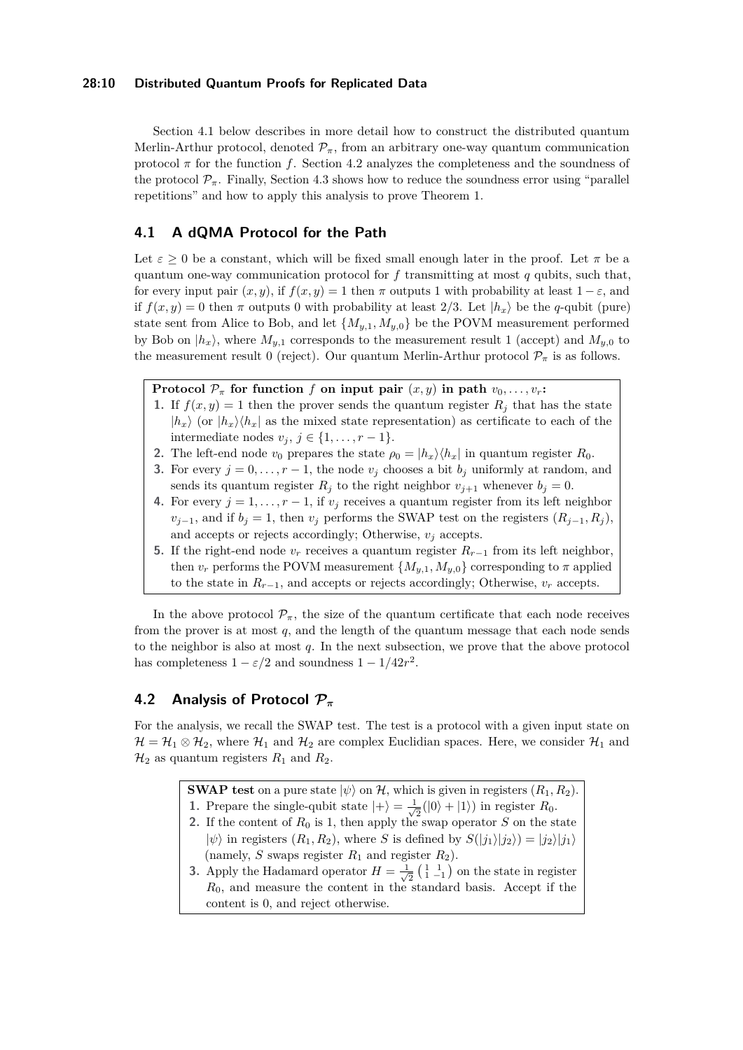Section 4.1 below describes in more detail how to construct the distributed quantum Merlin-Arthur protocol, denoted $\mathcal{P}_\pi$, from an arbitrary one-way quantum communication protocol $\pi$ for the function $f$. Section 4.2 analyzes the completeness and the soundness of the protocol $\mathcal{P}_\pi$. Finally, Section 4.3 shows how to reduce the soundness error using "parallel repetitions" and how to apply this analysis to prove Theorem 1.

## 4.1 A dQMA Protocol for the Path

Let $\varepsilon \geq 0$ be a constant, which will be fixed small enough later in the proof. Let $\pi$ be a quantum one-way communication protocol for $f$ transmitting at most $q$ qubits, such that, for every input pair $(x, y)$, if $f(x, y) = 1$ then $\pi$ outputs 1 with probability at least $1 - \varepsilon$, and if $f(x, y) = 0$ then $\pi$ outputs 0 with probability at least $2/3$. Let $|h_x\rangle$ be the $q$-qubit (pure) state sent from Alice to Bob, and let $\{M_{y,1}, M_{y,0}\}$ be the POVM measurement performed by Bob on $|h_x\rangle$, where $M_{y,1}$ corresponds to the measurement result 1 (accept) and $M_{y,0}$ to the measurement result 0 (reject). Our quantum Merlin-Arthur protocol $\mathcal{P}_\pi$ is as follows.

**Protocol $\mathcal{P}_\pi$ for function $f$ on input pair $(x, y)$ in path $v_0, \ldots, v_r$:**

1. If $f(x, y) = 1$ then the prover sends the quantum register $R_j$ that has the state $|h_x\rangle$ (or $|h_x\rangle\langle h_x|$ as the mixed state representation) as certificate to each of the intermediate nodes $v_j$, $j \in \{1, \ldots, r-1\}$.
2. The left-end node $v_0$ prepares the state $\rho_0 = |h_x\rangle\langle h_x|$ in quantum register $R_0$.
3. For every $j = 0, \ldots, r-1$, the node $v_j$ chooses a bit $b_j$ uniformly at random, and sends its quantum register $R_j$ to the right neighbor $v_{j+1}$ whenever $b_j = 0$.
4. For every $j = 1, \ldots, r-1$, if $v_j$ receives a quantum register from its left neighbor $v_{j-1}$, and if $b_j = 1$, then $v_j$ performs the SWAP test on the registers $(R_{j-1}, R_j)$, and accepts or rejects accordingly; Otherwise, $v_j$ accepts.
5. If the right-end node $v_r$ receives a quantum register $R_{r-1}$ from its left neighbor, then $v_r$ performs the POVM measurement $\{M_{y,1}, M_{y,0}\}$ corresponding to $\pi$ applied to the state in $R_{r-1}$, and accepts or rejects accordingly; Otherwise, $v_r$ accepts.

In the above protocol $\mathcal{P}_\pi$, the size of the quantum certificate that each node receives from the prover is at most $q$, and the length of the quantum message that each node sends to the neighbor is also at most $q$. In the next subsection, we prove that the above protocol has completeness $1 - \varepsilon/2$ and soundness $1 - 1/42r^2$.

## 4.2 Analysis of Protocol $\mathcal{P}_\pi$

For the analysis, we recall the SWAP test. The test is a protocol with a given input state on $\mathcal{H} = \mathcal{H}_1 \otimes \mathcal{H}_2$, where $\mathcal{H}_1$ and $\mathcal{H}_2$ are complex Euclidian spaces. Here, we consider $\mathcal{H}_1$ and $\mathcal{H}_2$ as quantum registers $R_1$ and $R_2$.

**SWAP test** on a pure state $|\psi\rangle$ on $\mathcal{H}$, which is given in registers $(R_1, R_2)$.

1. Prepare the single-qubit state $|+\rangle = \frac{1}{\sqrt{2}}(|0\rangle + |1\rangle)$ in register $R_0$.
2. If the content of $R_0$ is 1, then apply the swap operator $S$ on the state $|\psi\rangle$ in registers $(R_1, R_2)$, where $S$ is defined by $S(|j_1\rangle|j_2\rangle) = |j_2\rangle|j_1\rangle$ (namely, $S$ swaps register $R_1$ and register $R_2$).
3. Apply the Hadamard operator $H = \frac{1}{\sqrt{2}}\begin{pmatrix} 1 & 1 \\ 1 & -1 \end{pmatrix}$ on the state in register $R_0$, and measure the content in the standard basis. Accept if the content is 0, and reject otherwise.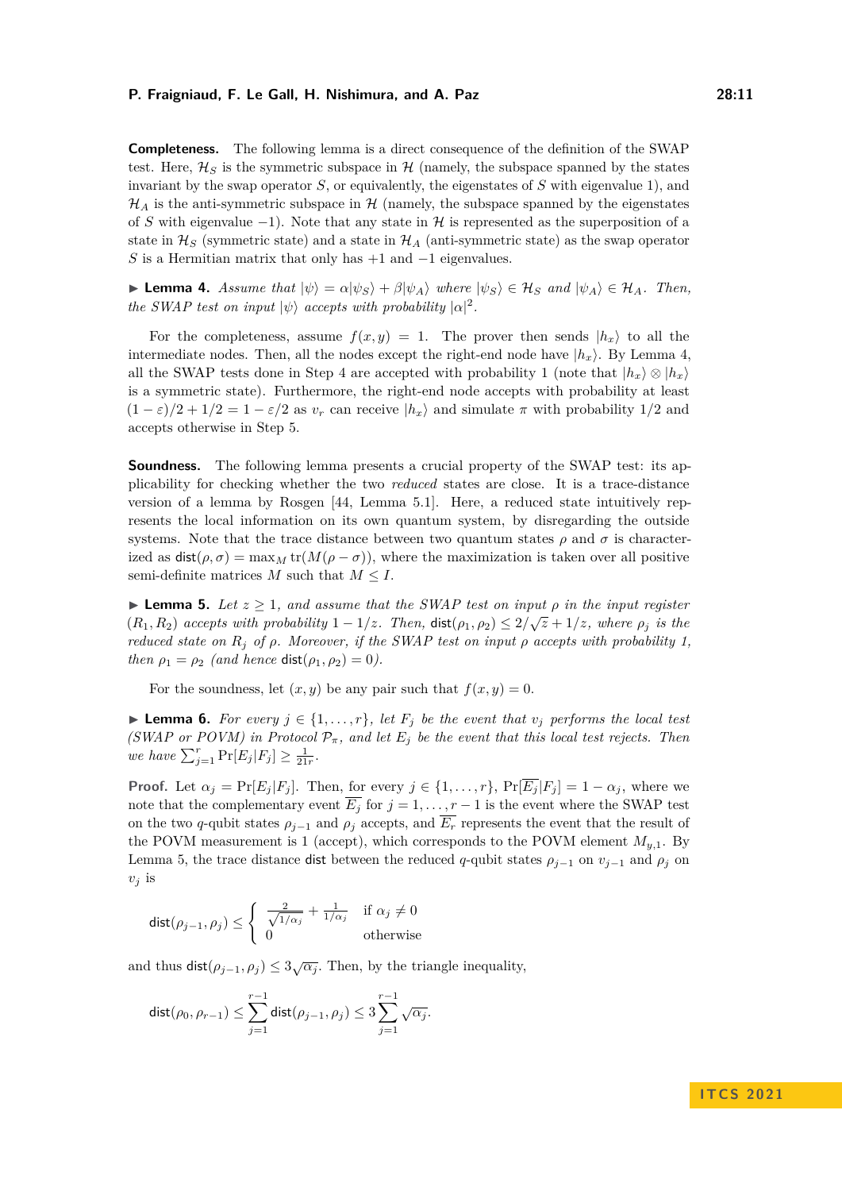**Completeness.** The following lemma is a direct consequence of the definition of the SWAP test. Here, $\mathcal{H}_S$ is the symmetric subspace in $\mathcal{H}$ (namely, the subspace spanned by the states invariant by the swap operator $S$, or equivalently, the eigenstates of $S$ with eigenvalue 1), and $\mathcal{H}_A$ is the anti-symmetric subspace in $\mathcal{H}$ (namely, the subspace spanned by the eigenstates of $S$ with eigenvalue $-1$). Note that any state in $\mathcal{H}$ is represented as the superposition of a state in $\mathcal{H}_S$ (symmetric state) and a state in $\mathcal{H}_A$ (anti-symmetric state) as the swap operator $S$ is a Hermitian matrix that only has $+1$ and $-1$ eigenvalues.

▶ **Lemma 4.** *Assume that $|\psi\rangle = \alpha|\psi_S\rangle + \beta|\psi_A\rangle$ where $|\psi_S\rangle \in \mathcal{H}_S$ and $|\psi_A\rangle \in \mathcal{H}_A$. Then, the SWAP test on input $|\psi\rangle$ accepts with probability $|\alpha|^2$.*

For the completeness, assume $f(x, y) = 1$. The prover then sends $|h_x\rangle$ to all the intermediate nodes. Then, all the nodes except the right-end node have $|h_x\rangle$. By Lemma 4, all the SWAP tests done in Step 4 are accepted with probability 1 (note that $|h_x\rangle \otimes |h_x\rangle$ is a symmetric state). Furthermore, the right-end node accepts with probability at least $(1 - \varepsilon)/2 + 1/2 = 1 - \varepsilon/2$ as $v_r$ can receive $|h_x\rangle$ and simulate $\pi$ with probability 1/2 and accepts otherwise in Step 5.

**Soundness.** The following lemma presents a crucial property of the SWAP test: its applicability for checking whether the two *reduced* states are close. It is a trace-distance version of a lemma by Rosgen [44, Lemma 5.1]. Here, a reduced state intuitively represents the local information on its own quantum system, by disregarding the outside systems. Note that the trace distance between two quantum states $\rho$ and $\sigma$ is characterized as $\mathsf{dist}(\rho, \sigma) = \max_M \operatorname{tr}(M(\rho - \sigma))$, where the maximization is taken over all positive semi-definite matrices $M$ such that $M \leq I$.

▶ **Lemma 5.** *Let $z \geq 1$, and assume that the SWAP test on input $\rho$ in the input register $(R_1, R_2)$ accepts with probability $1 - 1/z$. Then, $\mathsf{dist}(\rho_1, \rho_2) \leq 2/\sqrt{z} + 1/z$, where $\rho_j$ is the reduced state on $R_j$ of $\rho$. Moreover, if the SWAP test on input $\rho$ accepts with probability 1, then $\rho_1 = \rho_2$ (and hence $\mathsf{dist}(\rho_1, \rho_2) = 0$).*

For the soundness, let $(x, y)$ be any pair such that $f(x, y) = 0$.

▶ **Lemma 6.** *For every $j \in \{1, \ldots, r\}$, let $F_j$ be the event that $v_j$ performs the local test (SWAP or POVM) in Protocol $\mathcal{P}_\pi$, and let $E_j$ be the event that this local test rejects. Then we have $\sum_{j=1}^{r} \Pr[E_j | F_j] \geq \frac{1}{21r}$.*

**Proof.** Let $\alpha_j = \Pr[E_j | F_j]$. Then, for every $j \in \{1, \ldots, r\}$, $\Pr[\overline{E_j} | F_j] = 1 - \alpha_j$, where we note that the complementary event $\overline{E_j}$ for $j = 1, \ldots, r - 1$ is the event where the SWAP test on the two $q$-qubit states $\rho_{j-1}$ and $\rho_j$ accepts, and $\overline{E_r}$ represents the event that the result of the POVM measurement is 1 (accept), which corresponds to the POVM element $M_{y,1}$. By Lemma 5, the trace distance $\mathsf{dist}$ between the reduced $q$-qubit states $\rho_{j-1}$ on $v_{j-1}$ and $\rho_j$ on $v_j$ is

$$\mathsf{dist}(\rho_{j-1}, \rho_j) \leq \begin{cases} \frac{2}{\sqrt{1/\alpha_j}} + \frac{1}{1/\alpha_j} & \text{if } \alpha_j \neq 0 \\ 0 & \text{otherwise} \end{cases}$$

and thus $\mathsf{dist}(\rho_{j-1}, \rho_j) \leq 3\sqrt{\alpha_j}$. Then, by the triangle inequality,

$$\mathsf{dist}(\rho_0, \rho_{r-1}) \leq \sum_{j=1}^{r-1} \mathsf{dist}(\rho_{j-1}, \rho_j) \leq 3 \sum_{j=1}^{r-1} \sqrt{\alpha_j}.$$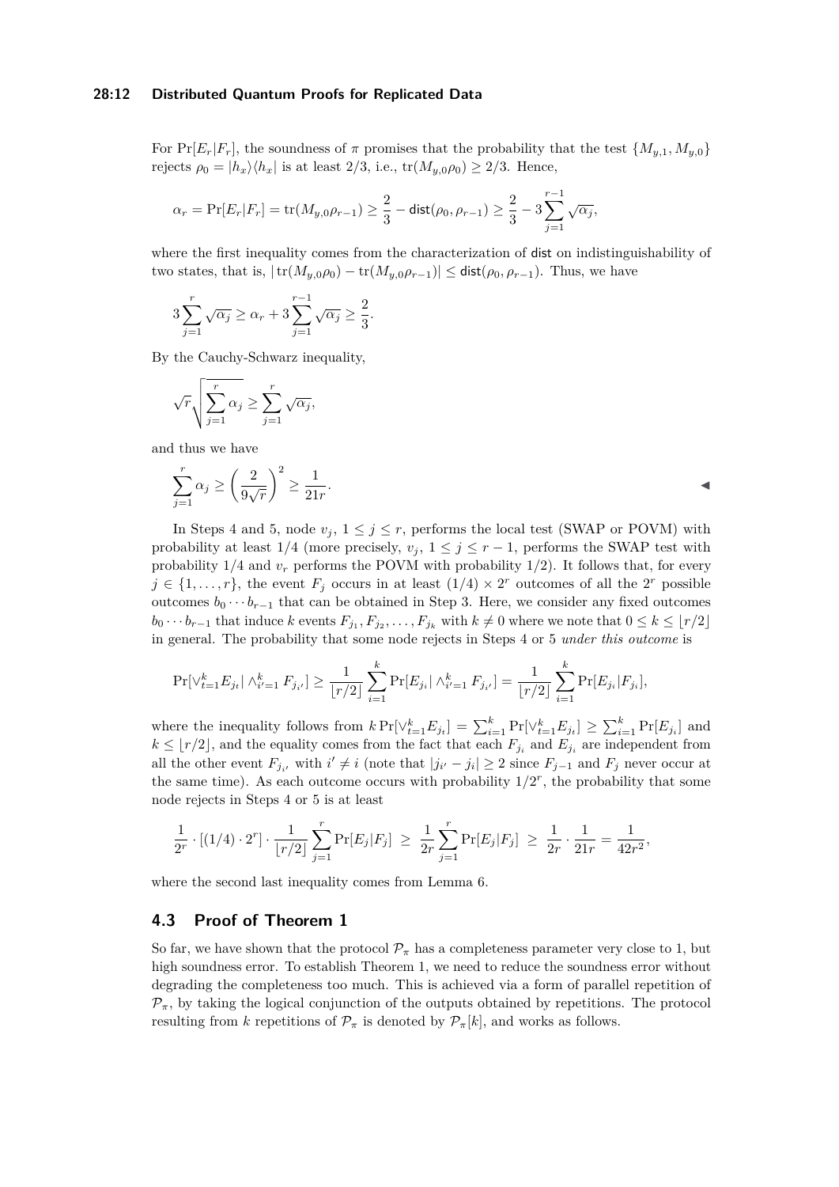For $\Pr[E_r|F_r]$, the soundness of $\pi$ promises that the probability that the test $\{M_{y,1}, M_{y,0}\}$ rejects $\rho_0 = |h_x\rangle\langle h_x|$ is at least 2/3, i.e., $\mathrm{tr}(M_{y,0}\rho_0) \geq 2/3$. Hence,

$$\alpha_r = \Pr[E_r|F_r] = \mathrm{tr}(M_{y,0}\rho_{r-1}) \geq \frac{2}{3} - \mathsf{dist}(\rho_0, \rho_{r-1}) \geq \frac{2}{3} - 3\sum_{j=1}^{r-1}\sqrt{\alpha_j},$$

where the first inequality comes from the characterization of $\mathsf{dist}$ on indistinguishability of two states, that is, $|\mathrm{tr}(M_{y,0}\rho_0) - \mathrm{tr}(M_{y,0}\rho_{r-1})| \leq \mathsf{dist}(\rho_0, \rho_{r-1})$. Thus, we have

$$3\sum_{j=1}^{r}\sqrt{\alpha_j} \geq \alpha_r + 3\sum_{j=1}^{r-1}\sqrt{\alpha_j} \geq \frac{2}{3}.$$

By the Cauchy-Schwarz inequality,

$$\sqrt{r}\sqrt{\sum_{j=1}^{r}\alpha_j} \geq \sum_{j=1}^{r}\sqrt{\alpha_j},$$

and thus we have

$$\sum_{j=1}^{r}\alpha_j \geq \left(\frac{2}{9\sqrt{r}}\right)^2 \geq \frac{1}{21r}.$$

◀

In Steps 4 and 5, node $v_j$, $1 \leq j \leq r$, performs the local test (SWAP or POVM) with probability at least 1/4 (more precisely, $v_j$, $1 \leq j \leq r-1$, performs the SWAP test with probability 1/4 and $v_r$ performs the POVM with probability 1/2). It follows that, for every $j \in \{1, \ldots, r\}$, the event $F_j$ occurs in at least $(1/4) \times 2^r$ outcomes of all the $2^r$ possible outcomes $b_0 \cdots b_{r-1}$ that can be obtained in Step 3. Here, we consider any fixed outcomes $b_0 \cdots b_{r-1}$ that induce $k$ events $F_{j_1}, F_{j_2}, \ldots, F_{j_k}$ with $k \neq 0$ where we note that $0 \leq k \leq \lfloor r/2 \rfloor$ in general. The probability that some node rejects in Steps 4 or 5 *under this outcome* is

$$\Pr[\vee_{t=1}^{k} E_{j_t} | \wedge_{i'=1}^{k} F_{j_{i'}}] \geq \frac{1}{\lfloor r/2 \rfloor}\sum_{i=1}^{k}\Pr[E_{j_i} | \wedge_{i'=1}^{k} F_{j_{i'}}] = \frac{1}{\lfloor r/2 \rfloor}\sum_{i=1}^{k}\Pr[E_{j_i}|F_{j_i}],$$

where the inequality follows from $k\Pr[\vee_{t=1}^{k}E_{j_t}] = \sum_{i=1}^{k}\Pr[\vee_{t=1}^{k}E_{j_t}] \geq \sum_{i=1}^{k}\Pr[E_{j_i}]$ and $k \leq \lfloor r/2 \rfloor$, and the equality comes from the fact that each $F_{j_i}$ and $E_{j_i}$ are independent from all the other event $F_{j_{i'}}$ with $i' \neq i$ (note that $|j_{i'} - j_i| \geq 2$ since $F_{j-1}$ and $F_j$ never occur at the same time). As each outcome occurs with probability $1/2^r$, the probability that some node rejects in Steps 4 or 5 is at least

$$\frac{1}{2^r} \cdot [(1/4) \cdot 2^r] \cdot \frac{1}{\lfloor r/2 \rfloor}\sum_{j=1}^{r}\Pr[E_j|F_j] \;\geq\; \frac{1}{2r}\sum_{j=1}^{r}\Pr[E_j|F_j] \;\geq\; \frac{1}{2r} \cdot \frac{1}{21r} = \frac{1}{42r^2},$$

where the second last inequality comes from Lemma 6.

## 4.3 Proof of Theorem 1

So far, we have shown that the protocol $\mathcal{P}_\pi$ has a completeness parameter very close to 1, but high soundness error. To establish Theorem 1, we need to reduce the soundness error without degrading the completeness too much. This is achieved via a form of parallel repetition of $\mathcal{P}_\pi$, by taking the logical conjunction of the outputs obtained by repetitions. The protocol resulting from $k$ repetitions of $\mathcal{P}_\pi$ is denoted by $\mathcal{P}_\pi[k]$, and works as follows.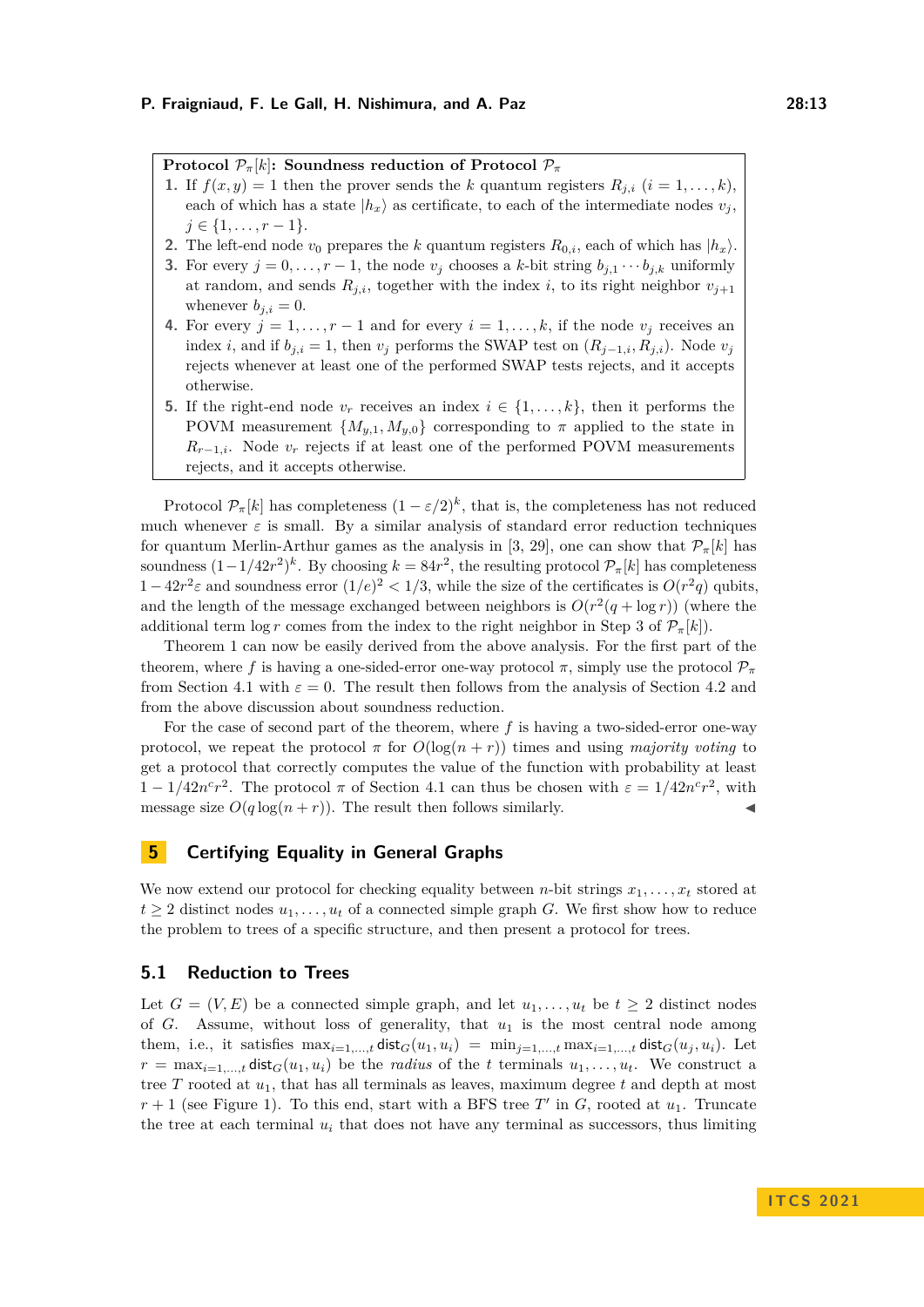**Protocol $\mathcal{P}_\pi[k]$: Soundness reduction of Protocol $\mathcal{P}_\pi$**

1. If $f(x, y) = 1$ then the prover sends the $k$ quantum registers $R_{j,i}$ ($i = 1, \ldots, k$), each of which has a state $|h_x\rangle$ as certificate, to each of the intermediate nodes $v_j$, $j \in \{1, \ldots, r-1\}$.
2. The left-end node $v_0$ prepares the $k$ quantum registers $R_{0,i}$, each of which has $|h_x\rangle$.
3. For every $j = 0, \ldots, r-1$, the node $v_j$ chooses a $k$-bit string $b_{j,1} \cdots b_{j,k}$ uniformly at random, and sends $R_{j,i}$, together with the index $i$, to its right neighbor $v_{j+1}$ whenever $b_{j,i} = 0$.
4. For every $j = 1, \ldots, r-1$ and for every $i = 1, \ldots, k$, if the node $v_j$ receives an index $i$, and if $b_{j,i} = 1$, then $v_j$ performs the SWAP test on $(R_{j-1,i}, R_{j,i})$. Node $v_j$ rejects whenever at least one of the performed SWAP tests rejects, and it accepts otherwise.
5. If the right-end node $v_r$ receives an index $i \in \{1, \ldots, k\}$, then it performs the POVM measurement $\{M_{y,1}, M_{y,0}\}$ corresponding to $\pi$ applied to the state in $R_{r-1,i}$. Node $v_r$ rejects if at least one of the performed POVM measurements rejects, and it accepts otherwise.

Protocol $\mathcal{P}_\pi[k]$ has completeness $(1 - \varepsilon/2)^k$, that is, the completeness has not reduced much whenever $\varepsilon$ is small. By a similar analysis of standard error reduction techniques for quantum Merlin-Arthur games as the analysis in [3, 29], one can show that $\mathcal{P}_\pi[k]$ has soundness $(1 - 1/42r^2)^k$. By choosing $k = 84r^2$, the resulting protocol $\mathcal{P}_\pi[k]$ has completeness $1 - 42r^2\varepsilon$ and soundness error $(1/e)^2 < 1/3$, while the size of the certificates is $O(r^2 q)$ qubits, and the length of the message exchanged between neighbors is $O(r^2(q + \log r))$ (where the additional term $\log r$ comes from the index to the right neighbor in Step 3 of $\mathcal{P}_\pi[k]$).

Theorem 1 can now be easily derived from the above analysis. For the first part of the theorem, where $f$ is having a one-sided-error one-way protocol $\pi$, simply use the protocol $\mathcal{P}_\pi$ from Section 4.1 with $\varepsilon = 0$. The result then follows from the analysis of Section 4.2 and from the above discussion about soundness reduction.

For the case of second part of the theorem, where $f$ is having a two-sided-error one-way protocol, we repeat the protocol $\pi$ for $O(\log(n + r))$ times and using *majority voting* to get a protocol that correctly computes the value of the function with probability at least $1 - 1/42n^c r^2$. The protocol $\pi$ of Section 4.1 can thus be chosen with $\varepsilon = 1/42n^c r^2$, with message size $O(q \log(n + r))$. The result then follows similarly. ◀

## 5 Certifying Equality in General Graphs

We now extend our protocol for checking equality between $n$-bit strings $x_1, \ldots, x_t$ stored at $t \geq 2$ distinct nodes $u_1, \ldots, u_t$ of a connected simple graph $G$. We first show how to reduce the problem to trees of a specific structure, and then present a protocol for trees.

### 5.1 Reduction to Trees

Let $G = (V, E)$ be a connected simple graph, and let $u_1, \ldots, u_t$ be $t \geq 2$ distinct nodes of $G$. Assume, without loss of generality, that $u_1$ is the most central node among them, i.e., it satisfies $\max_{i=1,\ldots,t} \mathsf{dist}_G(u_1, u_i) = \min_{j=1,\ldots,t} \max_{i=1,\ldots,t} \mathsf{dist}_G(u_j, u_i)$. Let $r = \max_{i=1,\ldots,t} \mathsf{dist}_G(u_1, u_i)$ be the *radius* of the $t$ terminals $u_1, \ldots, u_t$. We construct a tree $T$ rooted at $u_1$, that has all terminals as leaves, maximum degree $t$ and depth at most $r + 1$ (see Figure 1). To this end, start with a BFS tree $T'$ in $G$, rooted at $u_1$. Truncate the tree at each terminal $u_i$ that does not have any terminal as successors, thus limiting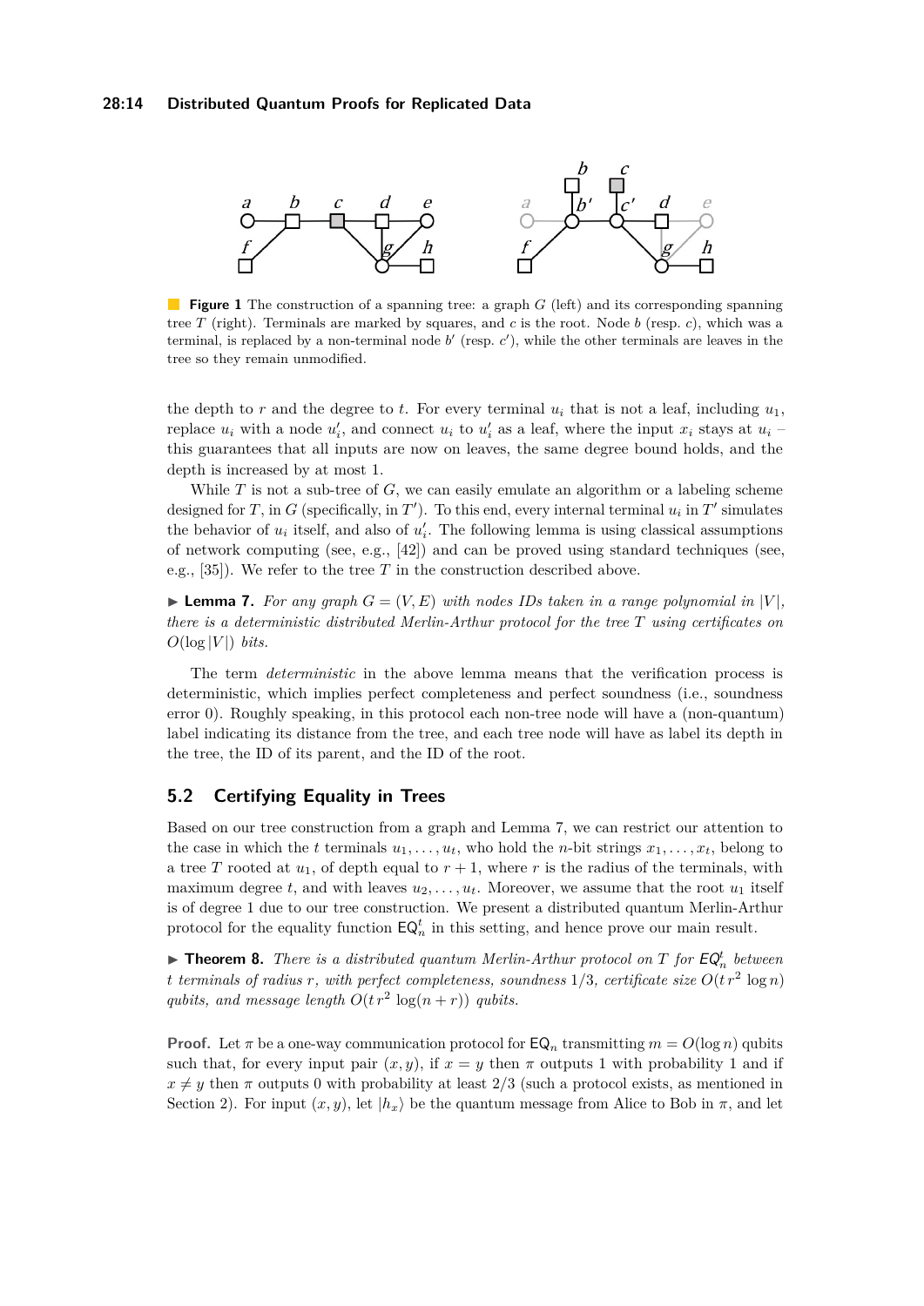**Figure 1** The construction of a spanning tree: a graph $G$ (left) and its corresponding spanning tree $T$ (right). Terminals are marked by squares, and $c$ is the root. Node $b$ (resp. $c$), which was a terminal, is replaced by a non-terminal node $b'$ (resp. $c'$), while the other terminals are leaves in the tree so they remain unmodified.

the depth to $r$ and the degree to $t$. For every terminal $u_i$ that is not a leaf, including $u_1$, replace $u_i$ with a node $u_i'$, and connect $u_i$ to $u_i'$ as a leaf, where the input $x_i$ stays at $u_i$ – this guarantees that all inputs are now on leaves, the same degree bound holds, and the depth is increased by at most 1.

While $T$ is not a sub-tree of $G$, we can easily emulate an algorithm or a labeling scheme designed for $T$, in $G$ (specifically, in $T'$). To this end, every internal terminal $u_i$ in $T'$ simulates the behavior of $u_i$ itself, and also of $u_i'$. The following lemma is using classical assumptions of network computing (see, e.g., [42]) and can be proved using standard techniques (see, e.g., [35]). We refer to the tree $T$ in the construction described above.

▶ **Lemma 7.** *For any graph $G = (V, E)$ with nodes IDs taken in a range polynomial in $|V|$, there is a deterministic distributed Merlin-Arthur protocol for the tree $T$ using certificates on $O(\log |V|)$ bits.*

The term *deterministic* in the above lemma means that the verification process is deterministic, which implies perfect completeness and perfect soundness (i.e., soundness error 0). Roughly speaking, in this protocol each non-tree node will have a (non-quantum) label indicating its distance from the tree, and each tree node will have as label its depth in the tree, the ID of its parent, and the ID of the root.

## 5.2 Certifying Equality in Trees

Based on our tree construction from a graph and Lemma 7, we can restrict our attention to the case in which the $t$ terminals $u_1, \ldots, u_t$, who hold the $n$-bit strings $x_1, \ldots, x_t$, belong to a tree $T$ rooted at $u_1$, of depth equal to $r + 1$, where $r$ is the radius of the terminals, with maximum degree $t$, and with leaves $u_2, \ldots, u_t$. Moreover, we assume that the root $u_1$ itself is of degree 1 due to our tree construction. We present a distributed quantum Merlin-Arthur protocol for the equality function $\mathsf{EQ}_n^t$ in this setting, and hence prove our main result.

▶ **Theorem 8.** *There is a distributed quantum Merlin-Arthur protocol on $T$ for $\mathsf{EQ}_n^t$ between $t$ terminals of radius $r$, with perfect completeness, soundness $1/3$, certificate size $O(t\, r^2 \log n)$ qubits, and message length $O(t\, r^2 \log(n + r))$ qubits.*

**Proof.** Let $\pi$ be a one-way communication protocol for $\mathsf{EQ}_n$ transmitting $m = O(\log n)$ qubits such that, for every input pair $(x, y)$, if $x = y$ then $\pi$ outputs 1 with probability 1 and if $x \neq y$ then $\pi$ outputs 0 with probability at least $2/3$ (such a protocol exists, as mentioned in Section 2). For input $(x, y)$, let $|h_x\rangle$ be the quantum message from Alice to Bob in $\pi$, and let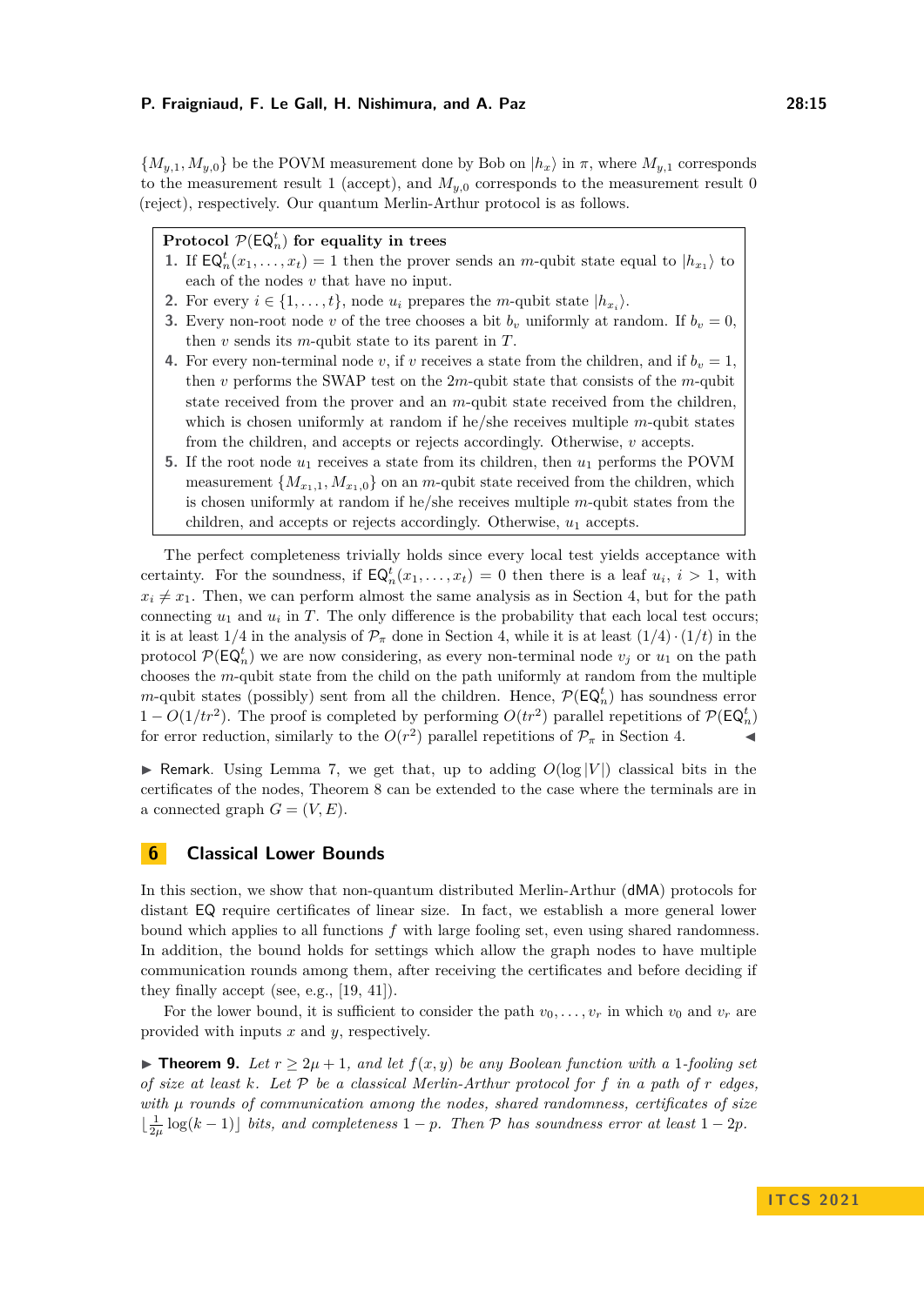$\{M_{y,1}, M_{y,0}\}$ be the POVM measurement done by Bob on $|h_x\rangle$ in $\pi$, where $M_{y,1}$ corresponds to the measurement result 1 (accept), and $M_{y,0}$ corresponds to the measurement result 0 (reject), respectively. Our quantum Merlin-Arthur protocol is as follows.

**Protocol $\mathcal{P}(\mathsf{EQ}_n^t)$ for equality in trees**

1. If $\mathsf{EQ}_n^t(x_1, \ldots, x_t) = 1$ then the prover sends an $m$-qubit state equal to $|h_{x_1}\rangle$ to each of the nodes $v$ that have no input.
2. For every $i \in \{1, \ldots, t\}$, node $u_i$ prepares the $m$-qubit state $|h_{x_i}\rangle$.
3. Every non-root node $v$ of the tree chooses a bit $b_v$ uniformly at random. If $b_v = 0$, then $v$ sends its $m$-qubit state to its parent in $T$.
4. For every non-terminal node $v$, if $v$ receives a state from the children, and if $b_v = 1$, then $v$ performs the SWAP test on the $2m$-qubit state that consists of the $m$-qubit state received from the prover and an $m$-qubit state received from the children, which is chosen uniformly at random if he/she receives multiple $m$-qubit states from the children, and accepts or rejects accordingly. Otherwise, $v$ accepts.
5. If the root node $u_1$ receives a state from its children, then $u_1$ performs the POVM measurement $\{M_{x_1,1}, M_{x_1,0}\}$ on an $m$-qubit state received from the children, which is chosen uniformly at random if he/she receives multiple $m$-qubit states from the children, and accepts or rejects accordingly. Otherwise, $u_1$ accepts.

The perfect completeness trivially holds since every local test yields acceptance with certainty. For the soundness, if $\mathsf{EQ}_n^t(x_1, \ldots, x_t) = 0$ then there is a leaf $u_i$, $i > 1$, with $x_i \neq x_1$. Then, we can perform almost the same analysis as in Section 4, but for the path connecting $u_1$ and $u_i$ in $T$. The only difference is the probability that each local test occurs; it is at least $1/4$ in the analysis of $\mathcal{P}_\pi$ done in Section 4, while it is at least $(1/4) \cdot (1/t)$ in the protocol $\mathcal{P}(\mathsf{EQ}_n^t)$ we are now considering, as every non-terminal node $v_j$ or $u_1$ on the path chooses the $m$-qubit state from the child on the path uniformly at random from the multiple $m$-qubit states (possibly) sent from all the children. Hence, $\mathcal{P}(\mathsf{EQ}_n^t)$ has soundness error $1 - O(1/tr^2)$. The proof is completed by performing $O(tr^2)$ parallel repetitions of $\mathcal{P}(\mathsf{EQ}_n^t)$ for error reduction, similarly to the $O(r^2)$ parallel repetitions of $\mathcal{P}_\pi$ in Section 4. ◀

▶ Remark. Using Lemma 7, we get that, up to adding $O(\log |V|)$ classical bits in the certificates of the nodes, Theorem 8 can be extended to the case where the terminals are in a connected graph $G = (V, E)$.

## 6 Classical Lower Bounds

In this section, we show that non-quantum distributed Merlin-Arthur (dMA) protocols for distant EQ require certificates of linear size. In fact, we establish a more general lower bound which applies to all functions $f$ with large fooling set, even using shared randomness. In addition, the bound holds for settings which allow the graph nodes to have multiple communication rounds among them, after receiving the certificates and before deciding if they finally accept (see, e.g., [19, 41]).

For the lower bound, it is sufficient to consider the path $v_0, \ldots, v_r$ in which $v_0$ and $v_r$ are provided with inputs $x$ and $y$, respectively.

▶ **Theorem 9.** *Let $r \geq 2\mu + 1$, and let $f(x, y)$ be any Boolean function with a 1-fooling set of size at least $k$. Let $\mathcal{P}$ be a classical Merlin-Arthur protocol for $f$ in a path of $r$ edges, with $\mu$ rounds of communication among the nodes, shared randomness, certificates of size $\lfloor \frac{1}{2\mu} \log(k-1) \rfloor$ bits, and completeness $1 - p$. Then $\mathcal{P}$ has soundness error at least $1 - 2p$.*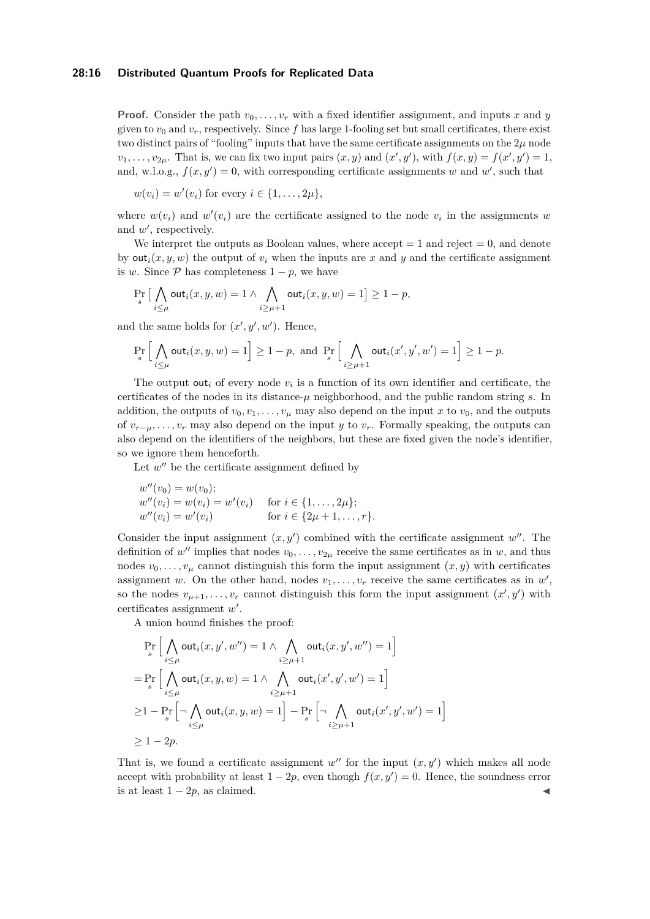**Proof.** Consider the path $v_0, \dots, v_r$ with a fixed identifier assignment, and inputs $x$ and $y$ given to $v_0$ and $v_r$, respectively. Since $f$ has large 1-fooling set but small certificates, there exist two distinct pairs of "fooling" inputs that have the same certificate assignments on the $2\mu$ node $v_1, \dots, v_{2\mu}$. That is, we can fix two input pairs $(x, y)$ and $(x', y')$, with $f(x, y) = f(x', y') = 1$, and, w.l.o.g., $f(x, y') = 0$, with corresponding certificate assignments $w$ and $w'$, such that

$$w(v_i) = w'(v_i) \text{ for every } i \in \{1, \dots, 2\mu\},$$

where $w(v_i)$ and $w'(v_i)$ are the certificate assigned to the node $v_i$ in the assignments $w$ and $w'$, respectively.

We interpret the outputs as Boolean values, where accept $= 1$ and reject $= 0$, and denote by $\mathsf{out}_i(x, y, w)$ the output of $v_i$ when the inputs are $x$ and $y$ and the certificate assignment is $w$. Since $\mathcal{P}$ has completeness $1 - p$, we have

$$\Pr_s \Big[ \bigwedge_{i \le \mu} \mathsf{out}_i(x, y, w) = 1 \wedge \bigwedge_{i \ge \mu+1} \mathsf{out}_i(x, y, w) = 1 \Big] \ge 1 - p,$$

and the same holds for $(x', y', w')$. Hence,

$$\Pr_s \Big[ \bigwedge_{i \le \mu} \mathsf{out}_i(x, y, w) = 1 \Big] \ge 1 - p, \text{ and } \Pr_s \Big[ \bigwedge_{i \ge \mu+1} \mathsf{out}_i(x', y', w') = 1 \Big] \ge 1 - p.$$

The output $\mathsf{out}_i$ of every node $v_i$ is a function of its own identifier and certificate, the certificates of the nodes in its distance-$\mu$ neighborhood, and the public random string $s$. In addition, the outputs of $v_0, v_1, \dots, v_\mu$ may also depend on the input $x$ to $v_0$, and the outputs of $v_{r-\mu}, \dots, v_r$ may also depend on the input $y$ to $v_r$. Formally speaking, the outputs can also depend on the identifiers of the neighbors, but these are fixed given the node's identifier, so we ignore them henceforth.

Let $w''$ be the certificate assignment defined by

$$\begin{aligned}
&w''(v_0) = w(v_0); \\
&w''(v_i) = w(v_i) = w'(v_i) \quad \text{for } i \in \{1, \dots, 2\mu\}; \\
&w''(v_i) = w'(v_i) \quad\quad\quad\quad\; \text{for } i \in \{2\mu + 1, \dots, r\}.
\end{aligned}$$

Consider the input assignment $(x, y')$ combined with the certificate assignment $w''$. The definition of $w''$ implies that nodes $v_0, \dots, v_{2\mu}$ receive the same certificates as in $w$, and thus nodes $v_0, \dots, v_\mu$ cannot distinguish this form the input assignment $(x, y)$ with certificates assignment $w$. On the other hand, nodes $v_1, \dots, v_r$ receive the same certificates as in $w'$, so the nodes $v_{\mu+1}, \dots, v_r$ cannot distinguish this form the input assignment $(x', y')$ with certificates assignment $w'$.

A union bound finishes the proof:

$$\begin{aligned}
&\Pr_s \Big[ \bigwedge_{i \le \mu} \mathsf{out}_i(x, y', w'') = 1 \wedge \bigwedge_{i \ge \mu+1} \mathsf{out}_i(x, y', w'') = 1 \Big] \\
= &\Pr_s \Big[ \bigwedge_{i \le \mu} \mathsf{out}_i(x, y, w) = 1 \wedge \bigwedge_{i \ge \mu+1} \mathsf{out}_i(x', y', w') = 1 \Big] \\
\ge &1 - \Pr_s \Big[ \neg \bigwedge_{i \le \mu} \mathsf{out}_i(x, y, w) = 1 \Big] - \Pr_s \Big[ \neg \bigwedge_{i \ge \mu+1} \mathsf{out}_i(x', y', w') = 1 \Big] \\
\ge &1 - 2p.
\end{aligned}$$

That is, we found a certificate assignment $w''$ for the input $(x, y')$ which makes all node accept with probability at least $1 - 2p$, even though $f(x, y') = 0$. Hence, the soundness error is at least $1 - 2p$, as claimed. ◀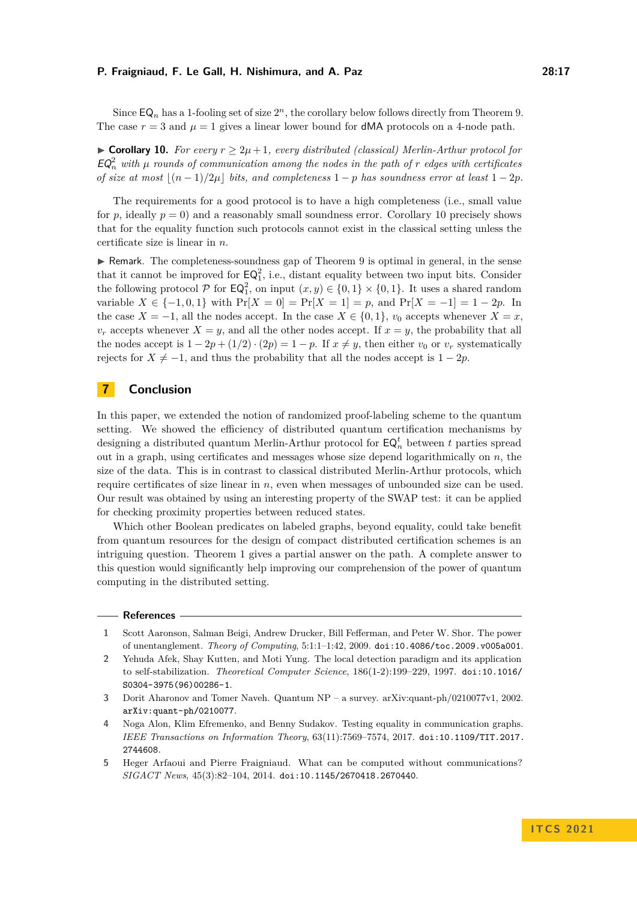Since $\mathsf{EQ}_n$ has a 1-fooling set of size $2^n$, the corollary below follows directly from Theorem 9. The case $r = 3$ and $\mu = 1$ gives a linear lower bound for dMA protocols on a 4-node path.

▶ **Corollary 10.** *For every $r \geq 2\mu+1$, every distributed (classical) Merlin-Arthur protocol for $\mathsf{EQ}_n^2$ with $\mu$ rounds of communication among the nodes in the path of $r$ edges with certificates of size at most $\lfloor (n-1)/2\mu \rfloor$ bits, and completeness $1-p$ has soundness error at least $1-2p$.*

The requirements for a good protocol is to have a high completeness (i.e., small value for $p$, ideally $p = 0$) and a reasonably small soundness error. Corollary 10 precisely shows that for the equality function such protocols cannot exist in the classical setting unless the certificate size is linear in $n$.

▶ Remark. The completeness-soundness gap of Theorem 9 is optimal in general, in the sense that it cannot be improved for $\mathsf{EQ}_1^2$, i.e., distant equality between two input bits. Consider the following protocol $\mathcal{P}$ for $\mathsf{EQ}_1^2$, on input $(x, y) \in \{0,1\} \times \{0,1\}$. It uses a shared random variable $X \in \{-1, 0, 1\}$ with $\Pr[X = 0] = \Pr[X = 1] = p$, and $\Pr[X = -1] = 1 - 2p$. In the case $X = -1$, all the nodes accept. In the case $X \in \{0,1\}$, $v_0$ accepts whenever $X = x$, $v_r$ accepts whenever $X = y$, and all the other nodes accept. If $x = y$, the probability that all the nodes accept is $1 - 2p + (1/2) \cdot (2p) = 1 - p$. If $x \neq y$, then either $v_0$ or $v_r$ systematically rejects for $X \neq -1$, and thus the probability that all the nodes accept is $1 - 2p$.

## 7 Conclusion

In this paper, we extended the notion of randomized proof-labeling scheme to the quantum setting. We showed the efficiency of distributed quantum certification mechanisms by designing a distributed quantum Merlin-Arthur protocol for $\mathsf{EQ}_n^t$ between $t$ parties spread out in a graph, using certificates and messages whose size depend logarithmically on $n$, the size of the data. This is in contrast to classical distributed Merlin-Arthur protocols, which require certificates of size linear in $n$, even when messages of unbounded size can be used. Our result was obtained by using an interesting property of the SWAP test: it can be applied for checking proximity properties between reduced states.

Which other Boolean predicates on labeled graphs, beyond equality, could take benefit from quantum resources for the design of compact distributed certification schemes is an intriguing question. Theorem 1 gives a partial answer on the path. A complete answer to this question would significantly help improving our comprehension of the power of quantum computing in the distributed setting.

## References

1. Scott Aaronson, Salman Beigi, Andrew Drucker, Bill Fefferman, and Peter W. Shor. The power of unentanglement. *Theory of Computing*, 5:1:1–1:42, 2009. doi:10.4086/toc.2009.v005a001.
2. Yehuda Afek, Shay Kutten, and Moti Yung. The local detection paradigm and its application to self-stabilization. *Theoretical Computer Science*, 186(1-2):199–229, 1997. doi:10.1016/S0304-3975(96)00286-1.
3. Dorit Aharonov and Tomer Naveh. Quantum NP – a survey. arXiv:quant-ph/0210077v1, 2002. arXiv:quant-ph/0210077.
4. Noga Alon, Klim Efremenko, and Benny Sudakov. Testing equality in communication graphs. *IEEE Transactions on Information Theory*, 63(11):7569–7574, 2017. doi:10.1109/TIT.2017.2744608.
5. Heger Arfaoui and Pierre Fraigniaud. What can be computed without communications? *SIGACT News*, 45(3):82–104, 2014. doi:10.1145/2670418.2670440.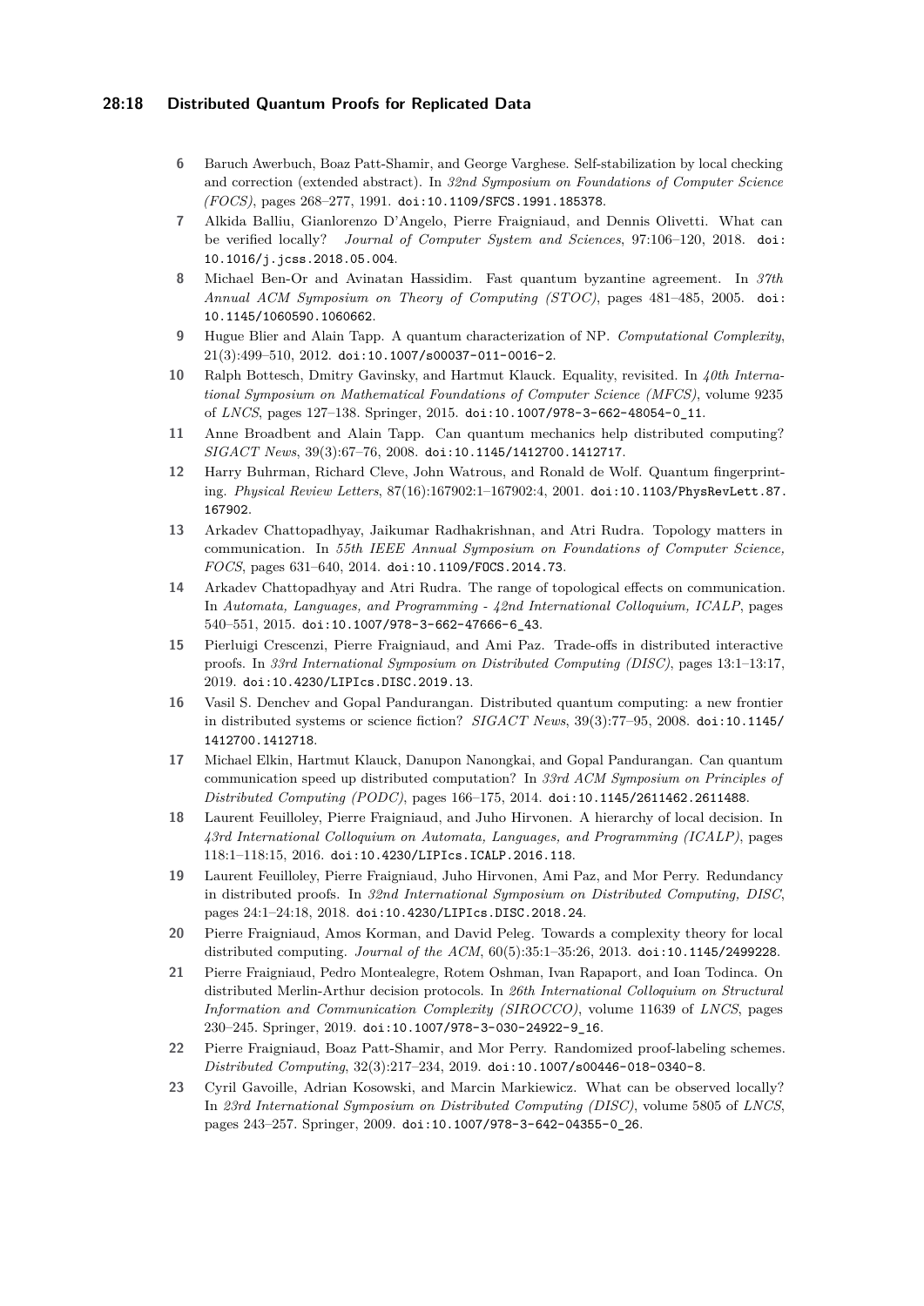6 Baruch Awerbuch, Boaz Patt-Shamir, and George Varghese. Self-stabilization by local checking and correction (extended abstract). In *32nd Symposium on Foundations of Computer Science (FOCS)*, pages 268–277, 1991. doi:10.1109/SFCS.1991.185378.

7 Alkida Balliu, Gianlorenzo D'Angelo, Pierre Fraigniaud, and Dennis Olivetti. What can be verified locally? *Journal of Computer System and Sciences*, 97:106–120, 2018. doi:10.1016/j.jcss.2018.05.004.

8 Michael Ben-Or and Avinatan Hassidim. Fast quantum byzantine agreement. In *37th Annual ACM Symposium on Theory of Computing (STOC)*, pages 481–485, 2005. doi:10.1145/1060590.1060662.

9 Hugue Blier and Alain Tapp. A quantum characterization of NP. *Computational Complexity*, 21(3):499–510, 2012. doi:10.1007/s00037-011-0016-2.

10 Ralph Bottesch, Dmitry Gavinsky, and Hartmut Klauck. Equality, revisited. In *40th International Symposium on Mathematical Foundations of Computer Science (MFCS)*, volume 9235 of *LNCS*, pages 127–138. Springer, 2015. doi:10.1007/978-3-662-48054-0_11.

11 Anne Broadbent and Alain Tapp. Can quantum mechanics help distributed computing? *SIGACT News*, 39(3):67–76, 2008. doi:10.1145/1412700.1412717.

12 Harry Buhrman, Richard Cleve, John Watrous, and Ronald de Wolf. Quantum fingerprinting. *Physical Review Letters*, 87(16):167902:1–167902:4, 2001. doi:10.1103/PhysRevLett.87.167902.

13 Arkadev Chattopadhyay, Jaikumar Radhakrishnan, and Atri Rudra. Topology matters in communication. In *55th IEEE Annual Symposium on Foundations of Computer Science, FOCS*, pages 631–640, 2014. doi:10.1109/FOCS.2014.73.

14 Arkadev Chattopadhyay and Atri Rudra. The range of topological effects on communication. In *Automata, Languages, and Programming - 42nd International Colloquium, ICALP*, pages 540–551, 2015. doi:10.1007/978-3-662-47666-6_43.

15 Pierluigi Crescenzi, Pierre Fraigniaud, and Ami Paz. Trade-offs in distributed interactive proofs. In *33rd International Symposium on Distributed Computing (DISC)*, pages 13:1–13:17, 2019. doi:10.4230/LIPIcs.DISC.2019.13.

16 Vasil S. Denchev and Gopal Pandurangan. Distributed quantum computing: a new frontier in distributed systems or science fiction? *SIGACT News*, 39(3):77–95, 2008. doi:10.1145/1412700.1412718.

17 Michael Elkin, Hartmut Klauck, Danupon Nanongkai, and Gopal Pandurangan. Can quantum communication speed up distributed computation? In *33rd ACM Symposium on Principles of Distributed Computing (PODC)*, pages 166–175, 2014. doi:10.1145/2611462.2611488.

18 Laurent Feuilloley, Pierre Fraigniaud, and Juho Hirvonen. A hierarchy of local decision. In *43rd International Colloquium on Automata, Languages, and Programming (ICALP)*, pages 118:1–118:15, 2016. doi:10.4230/LIPIcs.ICALP.2016.118.

19 Laurent Feuilloley, Pierre Fraigniaud, Juho Hirvonen, Ami Paz, and Mor Perry. Redundancy in distributed proofs. In *32nd International Symposium on Distributed Computing, DISC*, pages 24:1–24:18, 2018. doi:10.4230/LIPIcs.DISC.2018.24.

20 Pierre Fraigniaud, Amos Korman, and David Peleg. Towards a complexity theory for local distributed computing. *Journal of the ACM*, 60(5):35:1–35:26, 2013. doi:10.1145/2499228.

21 Pierre Fraigniaud, Pedro Montealegre, Rotem Oshman, Ivan Rapaport, and Ioan Todinca. On distributed Merlin-Arthur decision protocols. In *26th International Colloquium on Structural Information and Communication Complexity (SIROCCO)*, volume 11639 of *LNCS*, pages 230–245. Springer, 2019. doi:10.1007/978-3-030-24922-9_16.

22 Pierre Fraigniaud, Boaz Patt-Shamir, and Mor Perry. Randomized proof-labeling schemes. *Distributed Computing*, 32(3):217–234, 2019. doi:10.1007/s00446-018-0340-8.

23 Cyril Gavoille, Adrian Kosowski, and Marcin Markiewicz. What can be observed locally? In *23rd International Symposium on Distributed Computing (DISC)*, volume 5805 of *LNCS*, pages 243–257. Springer, 2009. doi:10.1007/978-3-642-04355-0_26.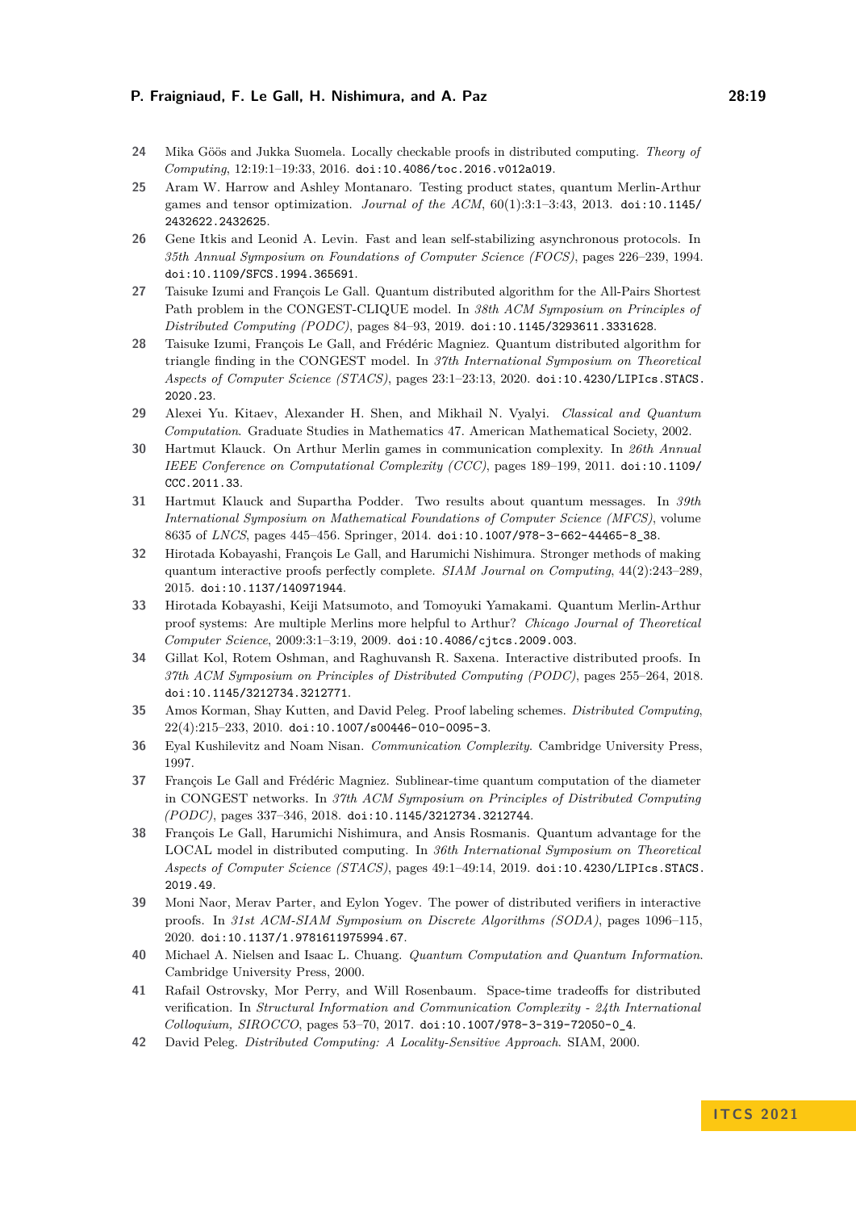24 Mika Göös and Jukka Suomela. Locally checkable proofs in distributed computing. *Theory of Computing*, 12:19:1–19:33, 2016. doi:10.4086/toc.2016.v012a019.

25 Aram W. Harrow and Ashley Montanaro. Testing product states, quantum Merlin-Arthur games and tensor optimization. *Journal of the ACM*, 60(1):3:1–3:43, 2013. doi:10.1145/2432622.2432625.

26 Gene Itkis and Leonid A. Levin. Fast and lean self-stabilizing asynchronous protocols. In *35th Annual Symposium on Foundations of Computer Science (FOCS)*, pages 226–239, 1994. doi:10.1109/SFCS.1994.365691.

27 Taisuke Izumi and François Le Gall. Quantum distributed algorithm for the All-Pairs Shortest Path problem in the CONGEST-CLIQUE model. In *38th ACM Symposium on Principles of Distributed Computing (PODC)*, pages 84–93, 2019. doi:10.1145/3293611.3331628.

28 Taisuke Izumi, François Le Gall, and Frédéric Magniez. Quantum distributed algorithm for triangle finding in the CONGEST model. In *37th International Symposium on Theoretical Aspects of Computer Science (STACS)*, pages 23:1–23:13, 2020. doi:10.4230/LIPIcs.STACS.2020.23.

29 Alexei Yu. Kitaev, Alexander H. Shen, and Mikhail N. Vyalyi. *Classical and Quantum Computation*. Graduate Studies in Mathematics 47. American Mathematical Society, 2002.

30 Hartmut Klauck. On Arthur Merlin games in communication complexity. In *26th Annual IEEE Conference on Computational Complexity (CCC)*, pages 189–199, 2011. doi:10.1109/CCC.2011.33.

31 Hartmut Klauck and Supartha Podder. Two results about quantum messages. In *39th International Symposium on Mathematical Foundations of Computer Science (MFCS)*, volume 8635 of *LNCS*, pages 445–456. Springer, 2014. doi:10.1007/978-3-662-44465-8_38.

32 Hirotada Kobayashi, François Le Gall, and Harumichi Nishimura. Stronger methods of making quantum interactive proofs perfectly complete. *SIAM Journal on Computing*, 44(2):243–289, 2015. doi:10.1137/140971944.

33 Hirotada Kobayashi, Keiji Matsumoto, and Tomoyuki Yamakami. Quantum Merlin-Arthur proof systems: Are multiple Merlins more helpful to Arthur? *Chicago Journal of Theoretical Computer Science*, 2009:3:1–3:19, 2009. doi:10.4086/cjtcs.2009.003.

34 Gillat Kol, Rotem Oshman, and Raghuvansh R. Saxena. Interactive distributed proofs. In *37th ACM Symposium on Principles of Distributed Computing (PODC)*, pages 255–264, 2018. doi:10.1145/3212734.3212771.

35 Amos Korman, Shay Kutten, and David Peleg. Proof labeling schemes. *Distributed Computing*, 22(4):215–233, 2010. doi:10.1007/s00446-010-0095-3.

36 Eyal Kushilevitz and Noam Nisan. *Communication Complexity*. Cambridge University Press, 1997.

37 François Le Gall and Frédéric Magniez. Sublinear-time quantum computation of the diameter in CONGEST networks. In *37th ACM Symposium on Principles of Distributed Computing (PODC)*, pages 337–346, 2018. doi:10.1145/3212734.3212744.

38 François Le Gall, Harumichi Nishimura, and Ansis Rosmanis. Quantum advantage for the LOCAL model in distributed computing. In *36th International Symposium on Theoretical Aspects of Computer Science (STACS)*, pages 49:1–49:14, 2019. doi:10.4230/LIPIcs.STACS.2019.49.

39 Moni Naor, Merav Parter, and Eylon Yogev. The power of distributed verifiers in interactive proofs. In *31st ACM-SIAM Symposium on Discrete Algorithms (SODA)*, pages 1096–115, 2020. doi:10.1137/1.9781611975994.67.

40 Michael A. Nielsen and Isaac L. Chuang. *Quantum Computation and Quantum Information*. Cambridge University Press, 2000.

41 Rafail Ostrovsky, Mor Perry, and Will Rosenbaum. Space-time tradeoffs for distributed verification. In *Structural Information and Communication Complexity - 24th International Colloquium, SIROCCO*, pages 53–70, 2017. doi:10.1007/978-3-319-72050-0_4.

42 David Peleg. *Distributed Computing: A Locality-Sensitive Approach*. SIAM, 2000.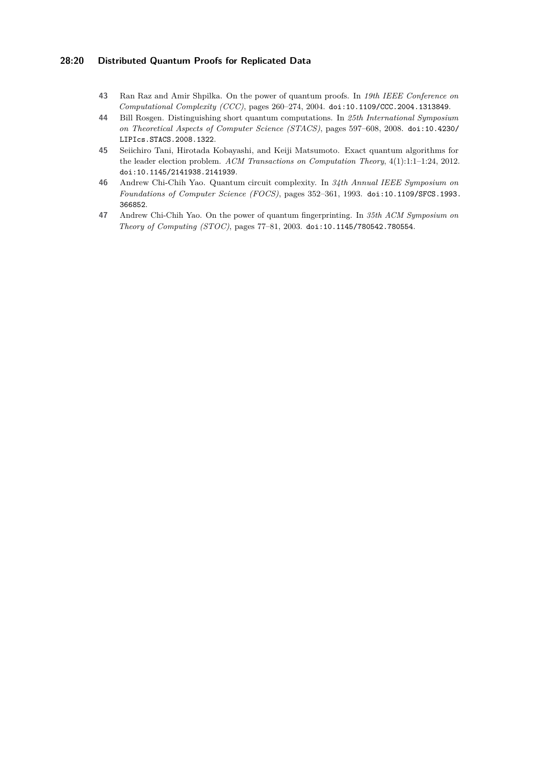43 Ran Raz and Amir Shpilka. On the power of quantum proofs. In *19th IEEE Conference on Computational Complexity (CCC)*, pages 260–274, 2004. doi:10.1109/CCC.2004.1313849.

44 Bill Rosgen. Distinguishing short quantum computations. In *25th International Symposium on Theoretical Aspects of Computer Science (STACS)*, pages 597–608, 2008. doi:10.4230/LIPIcs.STACS.2008.1322.

45 Seiichiro Tani, Hirotada Kobayashi, and Keiji Matsumoto. Exact quantum algorithms for the leader election problem. *ACM Transactions on Computation Theory*, 4(1):1:1–1:24, 2012. doi:10.1145/2141938.2141939.

46 Andrew Chi-Chih Yao. Quantum circuit complexity. In *34th Annual IEEE Symposium on Foundations of Computer Science (FOCS)*, pages 352–361, 1993. doi:10.1109/SFCS.1993.366852.

47 Andrew Chi-Chih Yao. On the power of quantum fingerprinting. In *35th ACM Symposium on Theory of Computing (STOC)*, pages 77–81, 2003. doi:10.1145/780542.780554.